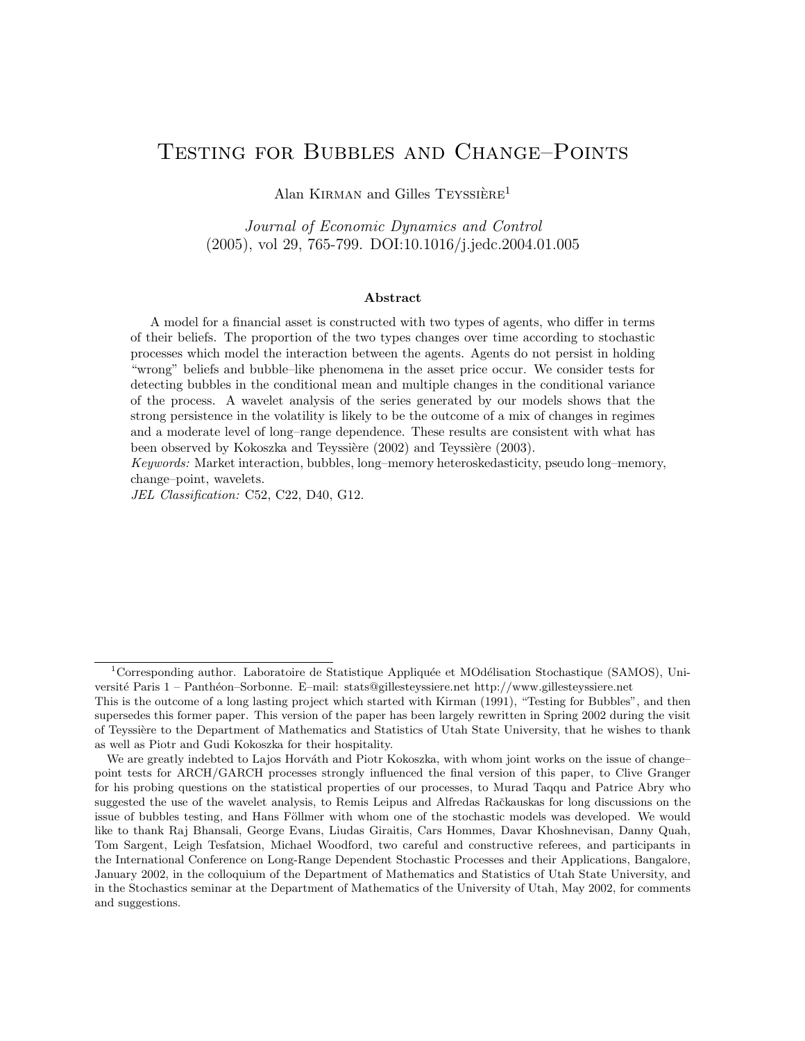# Testing for Bubbles and Change–Points

Alan Kirman and Gilles Teyssière[1]

*Journal of Economic Dynamics and Control*
(2005), vol 29, 765-799. DOI:10.1016/j.jedc.2004.01.005

### Abstract

A model for a financial asset is constructed with two types of agents, who differ in terms of their beliefs. The proportion of the two types changes over time according to stochastic processes which model the interaction between the agents. Agents do not persist in holding "wrong" beliefs and bubble–like phenomena in the asset price occur. We consider tests for detecting bubbles in the conditional mean and multiple changes in the conditional variance of the process. A wavelet analysis of the series generated by our models shows that the strong persistence in the volatility is likely to be the outcome of a mix of changes in regimes and a moderate level of long–range dependence. These results are consistent with what has been observed by Kokoszka and Teyssière (2002) and Teyssière (2003).

*Keywords:* Market interaction, bubbles, long–memory heteroskedasticity, pseudo long–memory, change–point, wavelets.

*JEL Classification:* C52, C22, D40, G12.

---

[1] Corresponding author. Laboratoire de Statistique Appliquée et MOdélisation Stochastique (SAMOS), Université Paris 1 – Panthéon–Sorbonne. E–mail: stats@gillesteyssiere.net http://www.gillesteyssiere.net

This is the outcome of a long lasting project which started with Kirman (1991), "Testing for Bubbles", and then supersedes this former paper. This version of the paper has been largely rewritten in Spring 2002 during the visit of Teyssière to the Department of Mathematics and Statistics of Utah State University, that he wishes to thank as well as Piotr and Gudi Kokoszka for their hospitality.

We are greatly indebted to Lajos Horváth and Piotr Kokoszka, with whom joint works on the issue of change–point tests for ARCH/GARCH processes strongly influenced the final version of this paper, to Clive Granger for his probing questions on the statistical properties of our processes, to Murad Taqqu and Patrice Abry who suggested the use of the wavelet analysis, to Remis Leipus and Alfredas Račkauskas for long discussions on the issue of bubbles testing, and Hans Föllmer with whom one of the stochastic models was developed. We would like to thank Raj Bhansali, George Evans, Liudas Giraitis, Cars Hommes, Davar Khoshnevisan, Danny Quah, Tom Sargent, Leigh Tesfatsion, Michael Woodford, two careful and constructive referees, and participants in the International Conference on Long-Range Dependent Stochastic Processes and their Applications, Bangalore, January 2002, in the colloquium of the Department of Mathematics and Statistics of Utah State University, and in the Stochastics seminar at the Department of Mathematics of the University of Utah, May 2002, for comments and suggestions.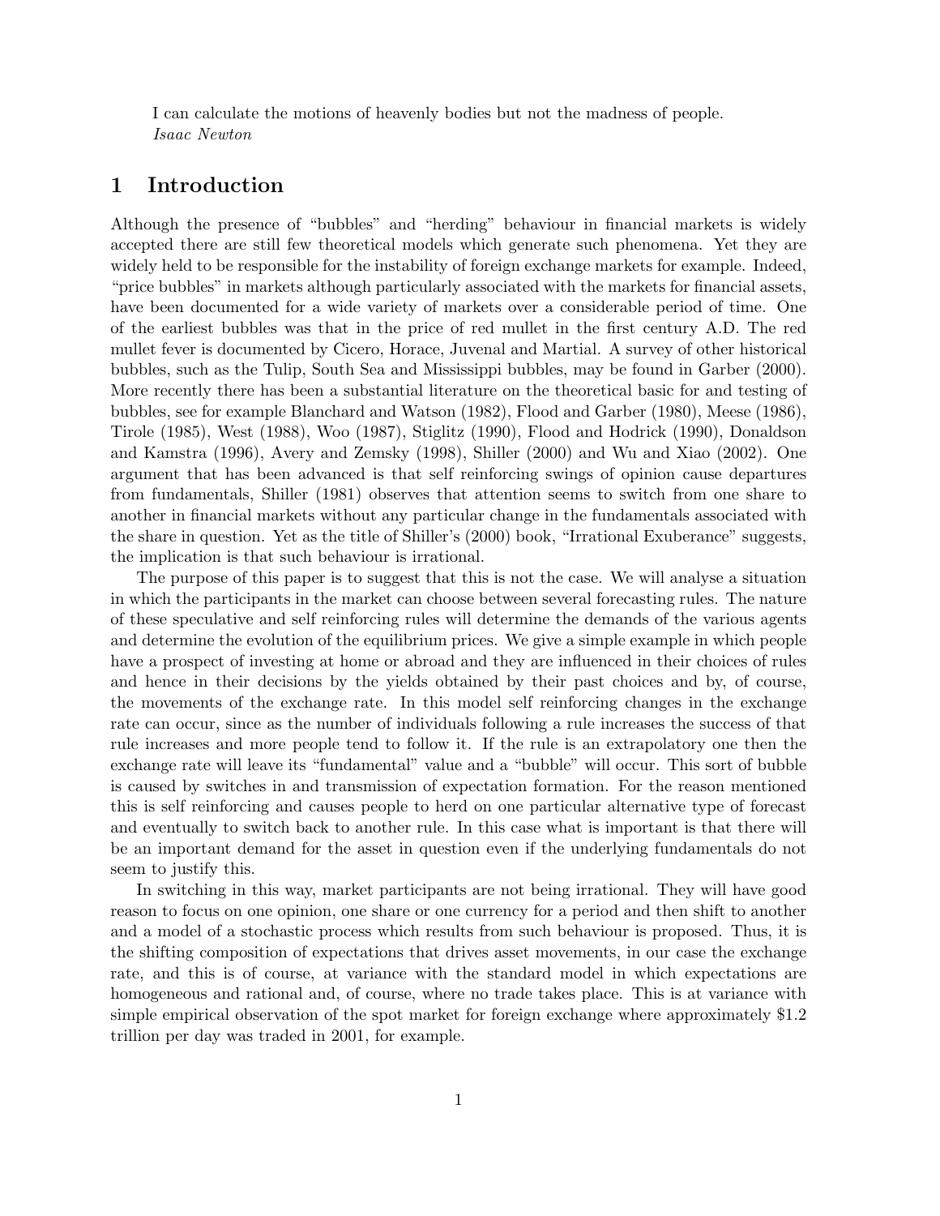I can calculate the motions of heavenly bodies but not the madness of people.
*Isaac Newton*

# 1 Introduction

Although the presence of "bubbles" and "herding" behaviour in financial markets is widely accepted there are still few theoretical models which generate such phenomena. Yet they are widely held to be responsible for the instability of foreign exchange markets for example. Indeed, "price bubbles" in markets although particularly associated with the markets for financial assets, have been documented for a wide variety of markets over a considerable period of time. One of the earliest bubbles was that in the price of red mullet in the first century A.D. The red mullet fever is documented by Cicero, Horace, Juvenal and Martial. A survey of other historical bubbles, such as the Tulip, South Sea and Mississippi bubbles, may be found in Garber (2000). More recently there has been a substantial literature on the theoretical basic for and testing of bubbles, see for example Blanchard and Watson (1982), Flood and Garber (1980), Meese (1986), Tirole (1985), West (1988), Woo (1987), Stiglitz (1990), Flood and Hodrick (1990), Donaldson and Kamstra (1996), Avery and Zemsky (1998), Shiller (2000) and Wu and Xiao (2002). One argument that has been advanced is that self reinforcing swings of opinion cause departures from fundamentals, Shiller (1981) observes that attention seems to switch from one share to another in financial markets without any particular change in the fundamentals associated with the share in question. Yet as the title of Shiller's (2000) book, "Irrational Exuberance" suggests, the implication is that such behaviour is irrational.

The purpose of this paper is to suggest that this is not the case. We will analyse a situation in which the participants in the market can choose between several forecasting rules. The nature of these speculative and self reinforcing rules will determine the demands of the various agents and determine the evolution of the equilibrium prices. We give a simple example in which people have a prospect of investing at home or abroad and they are influenced in their choices of rules and hence in their decisions by the yields obtained by their past choices and by, of course, the movements of the exchange rate. In this model self reinforcing changes in the exchange rate can occur, since as the number of individuals following a rule increases the success of that rule increases and more people tend to follow it. If the rule is an extrapolatory one then the exchange rate will leave its "fundamental" value and a "bubble" will occur. This sort of bubble is caused by switches in and transmission of expectation formation. For the reason mentioned this is self reinforcing and causes people to herd on one particular alternative type of forecast and eventually to switch back to another rule. In this case what is important is that there will be an important demand for the asset in question even if the underlying fundamentals do not seem to justify this.

In switching in this way, market participants are not being irrational. They will have good reason to focus on one opinion, one share or one currency for a period and then shift to another and a model of a stochastic process which results from such behaviour is proposed. Thus, it is the shifting composition of expectations that drives asset movements, in our case the exchange rate, and this is of course, at variance with the standard model in which expectations are homogeneous and rational and, of course, where no trade takes place. This is at variance with simple empirical observation of the spot market for foreign exchange where approximately $1.2 trillion per day was traded in 2001, for example.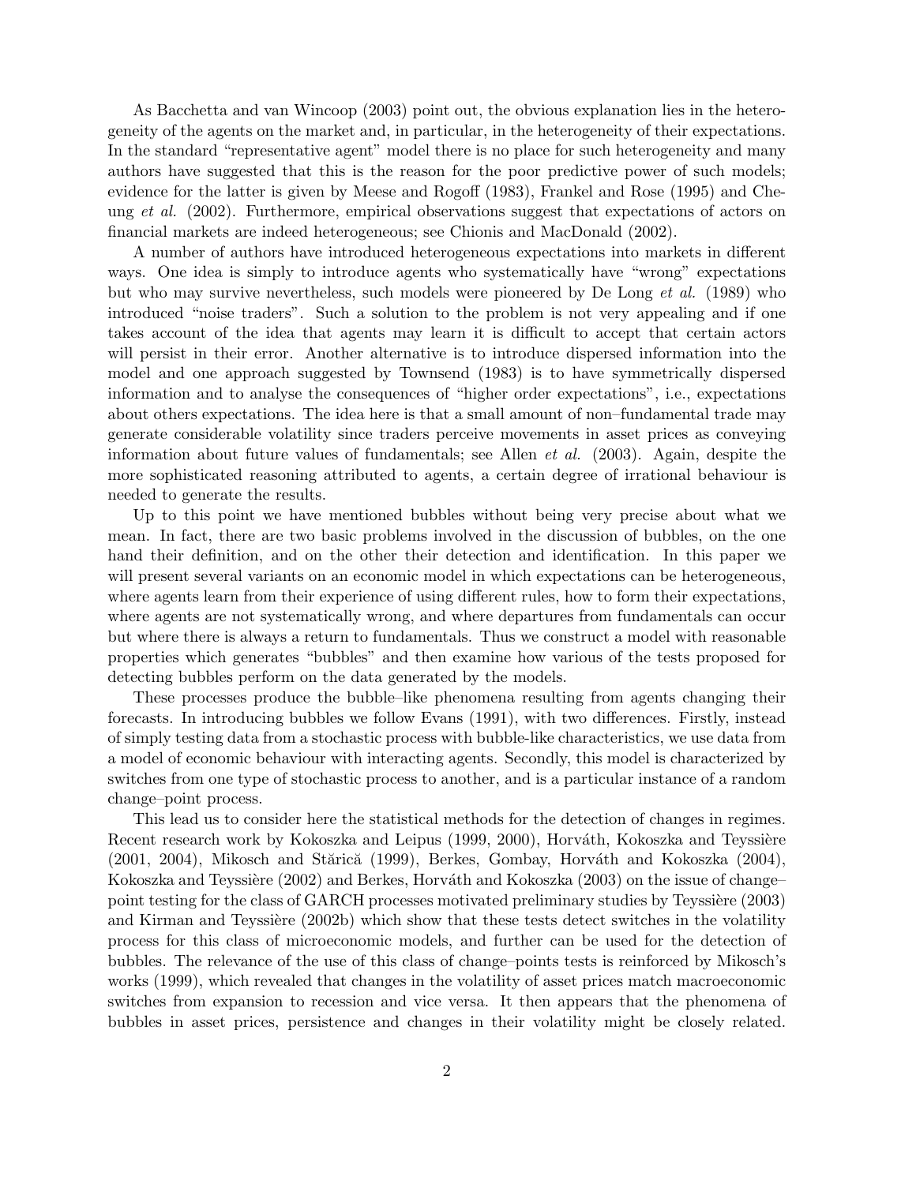As Bacchetta and van Wincoop (2003) point out, the obvious explanation lies in the heterogeneity of the agents on the market and, in particular, in the heterogeneity of their expectations. In the standard "representative agent" model there is no place for such heterogeneity and many authors have suggested that this is the reason for the poor predictive power of such models; evidence for the latter is given by Meese and Rogoff (1983), Frankel and Rose (1995) and Cheung *et al.* (2002). Furthermore, empirical observations suggest that expectations of actors on financial markets are indeed heterogeneous; see Chionis and MacDonald (2002).

A number of authors have introduced heterogeneous expectations into markets in different ways. One idea is simply to introduce agents who systematically have "wrong" expectations but who may survive nevertheless, such models were pioneered by De Long *et al.* (1989) who introduced "noise traders". Such a solution to the problem is not very appealing and if one takes account of the idea that agents may learn it is difficult to accept that certain actors will persist in their error. Another alternative is to introduce dispersed information into the model and one approach suggested by Townsend (1983) is to have symmetrically dispersed information and to analyse the consequences of "higher order expectations", i.e., expectations about others expectations. The idea here is that a small amount of non–fundamental trade may generate considerable volatility since traders perceive movements in asset prices as conveying information about future values of fundamentals; see Allen *et al.* (2003). Again, despite the more sophisticated reasoning attributed to agents, a certain degree of irrational behaviour is needed to generate the results.

Up to this point we have mentioned bubbles without being very precise about what we mean. In fact, there are two basic problems involved in the discussion of bubbles, on the one hand their definition, and on the other their detection and identification. In this paper we will present several variants on an economic model in which expectations can be heterogeneous, where agents learn from their experience of using different rules, how to form their expectations, where agents are not systematically wrong, and where departures from fundamentals can occur but where there is always a return to fundamentals. Thus we construct a model with reasonable properties which generates "bubbles" and then examine how various of the tests proposed for detecting bubbles perform on the data generated by the models.

These processes produce the bubble–like phenomena resulting from agents changing their forecasts. In introducing bubbles we follow Evans (1991), with two differences. Firstly, instead of simply testing data from a stochastic process with bubble-like characteristics, we use data from a model of economic behaviour with interacting agents. Secondly, this model is characterized by switches from one type of stochastic process to another, and is a particular instance of a random change–point process.

This lead us to consider here the statistical methods for the detection of changes in regimes. Recent research work by Kokoszka and Leipus (1999, 2000), Horváth, Kokoszka and Teyssière (2001, 2004), Mikosch and Stărică (1999), Berkes, Gombay, Horváth and Kokoszka (2004), Kokoszka and Teyssière (2002) and Berkes, Horváth and Kokoszka (2003) on the issue of change–point testing for the class of GARCH processes motivated preliminary studies by Teyssière (2003) and Kirman and Teyssière (2002b) which show that these tests detect switches in the volatility process for this class of microeconomic models, and further can be used for the detection of bubbles. The relevance of the use of this class of change–points tests is reinforced by Mikosch's works (1999), which revealed that changes in the volatility of asset prices match macroeconomic switches from expansion to recession and vice versa. It then appears that the phenomena of bubbles in asset prices, persistence and changes in their volatility might be closely related.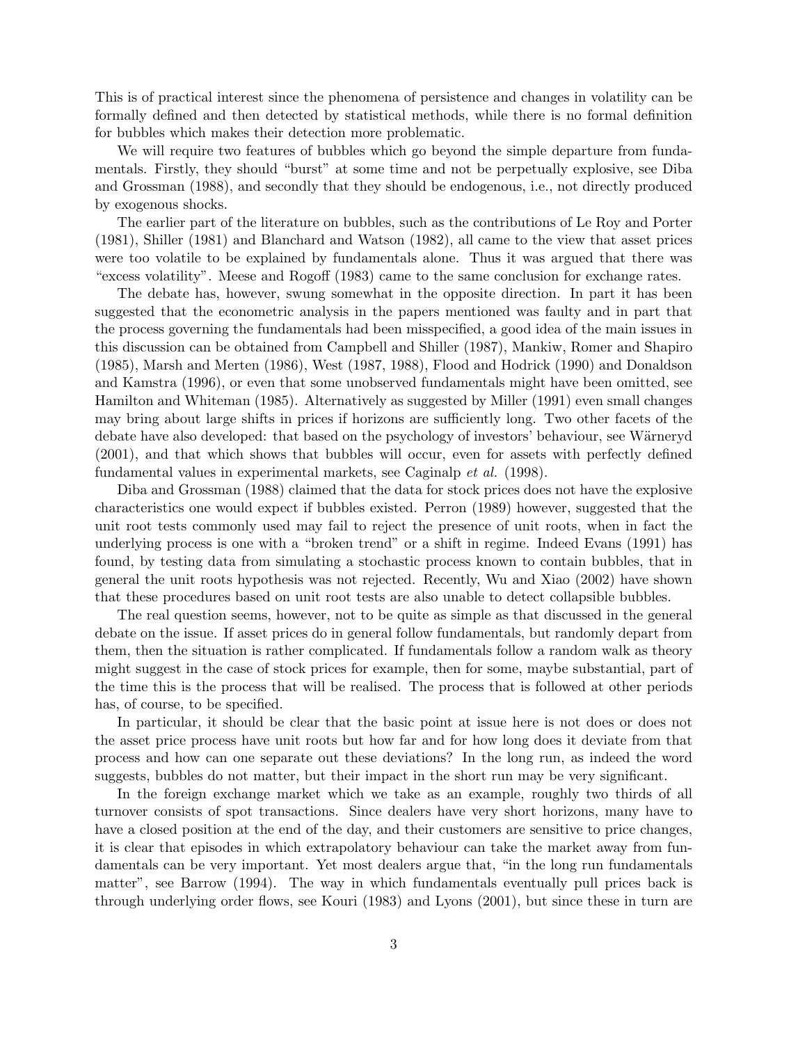This is of practical interest since the phenomena of persistence and changes in volatility can be formally defined and then detected by statistical methods, while there is no formal definition for bubbles which makes their detection more problematic.

We will require two features of bubbles which go beyond the simple departure from fundamentals. Firstly, they should "burst" at some time and not be perpetually explosive, see Diba and Grossman (1988), and secondly that they should be endogenous, i.e., not directly produced by exogenous shocks.

The earlier part of the literature on bubbles, such as the contributions of Le Roy and Porter (1981), Shiller (1981) and Blanchard and Watson (1982), all came to the view that asset prices were too volatile to be explained by fundamentals alone. Thus it was argued that there was "excess volatility". Meese and Rogoff (1983) came to the same conclusion for exchange rates.

The debate has, however, swung somewhat in the opposite direction. In part it has been suggested that the econometric analysis in the papers mentioned was faulty and in part that the process governing the fundamentals had been misspecified, a good idea of the main issues in this discussion can be obtained from Campbell and Shiller (1987), Mankiw, Romer and Shapiro (1985), Marsh and Merten (1986), West (1987, 1988), Flood and Hodrick (1990) and Donaldson and Kamstra (1996), or even that some unobserved fundamentals might have been omitted, see Hamilton and Whiteman (1985). Alternatively as suggested by Miller (1991) even small changes may bring about large shifts in prices if horizons are sufficiently long. Two other facets of the debate have also developed: that based on the psychology of investors' behaviour, see Wärneryd (2001), and that which shows that bubbles will occur, even for assets with perfectly defined fundamental values in experimental markets, see Caginalp *et al.* (1998).

Diba and Grossman (1988) claimed that the data for stock prices does not have the explosive characteristics one would expect if bubbles existed. Perron (1989) however, suggested that the unit root tests commonly used may fail to reject the presence of unit roots, when in fact the underlying process is one with a "broken trend" or a shift in regime. Indeed Evans (1991) has found, by testing data from simulating a stochastic process known to contain bubbles, that in general the unit roots hypothesis was not rejected. Recently, Wu and Xiao (2002) have shown that these procedures based on unit root tests are also unable to detect collapsible bubbles.

The real question seems, however, not to be quite as simple as that discussed in the general debate on the issue. If asset prices do in general follow fundamentals, but randomly depart from them, then the situation is rather complicated. If fundamentals follow a random walk as theory might suggest in the case of stock prices for example, then for some, maybe substantial, part of the time this is the process that will be realised. The process that is followed at other periods has, of course, to be specified.

In particular, it should be clear that the basic point at issue here is not does or does not the asset price process have unit roots but how far and for how long does it deviate from that process and how can one separate out these deviations? In the long run, as indeed the word suggests, bubbles do not matter, but their impact in the short run may be very significant.

In the foreign exchange market which we take as an example, roughly two thirds of all turnover consists of spot transactions. Since dealers have very short horizons, many have to have a closed position at the end of the day, and their customers are sensitive to price changes, it is clear that episodes in which extrapolatory behaviour can take the market away from fundamentals can be very important. Yet most dealers argue that, "in the long run fundamentals matter", see Barrow (1994). The way in which fundamentals eventually pull prices back is through underlying order flows, see Kouri (1983) and Lyons (2001), but since these in turn are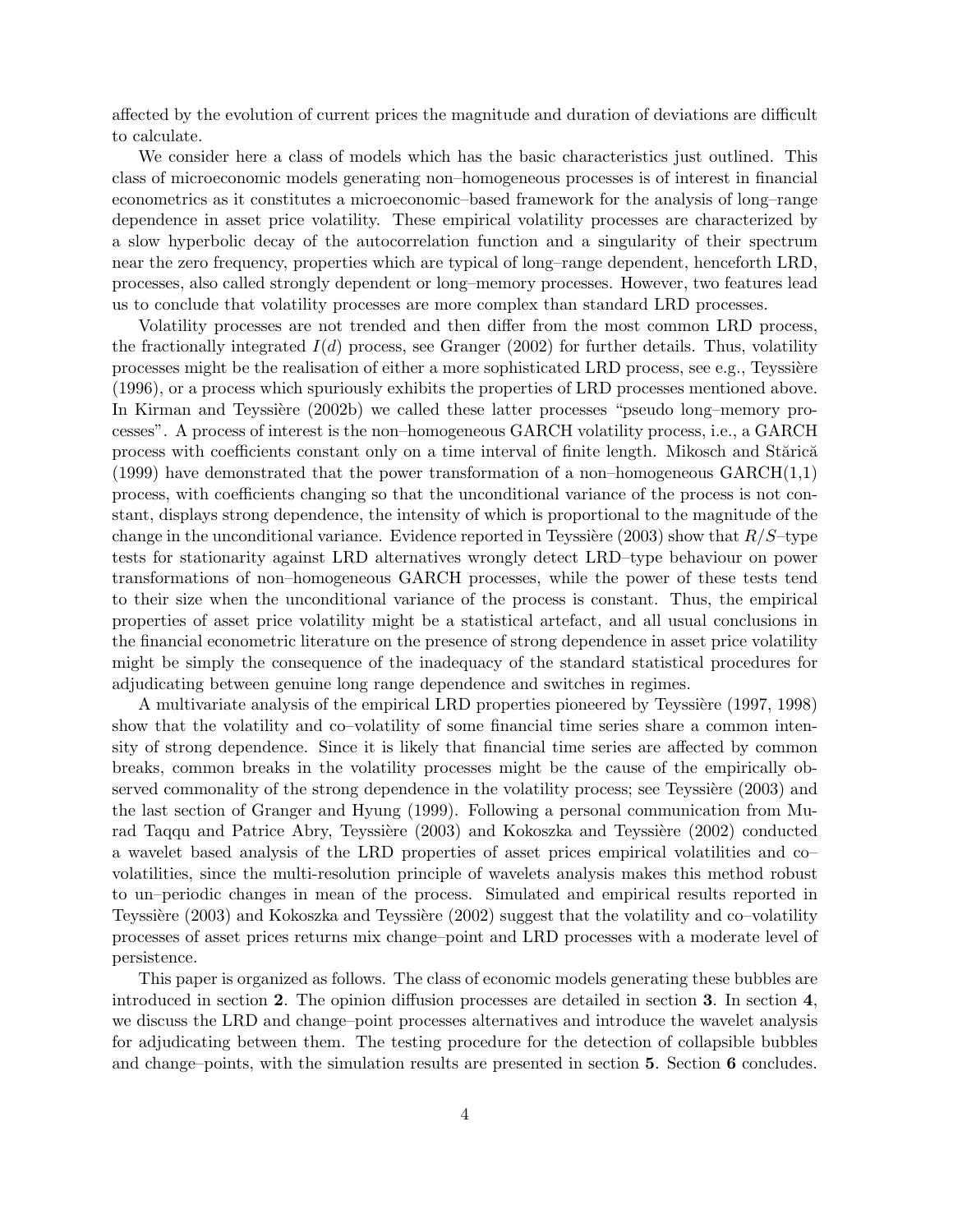affected by the evolution of current prices the magnitude and duration of deviations are difficult to calculate.

We consider here a class of models which has the basic characteristics just outlined. This class of microeconomic models generating non–homogeneous processes is of interest in financial econometrics as it constitutes a microeconomic–based framework for the analysis of long–range dependence in asset price volatility. These empirical volatility processes are characterized by a slow hyperbolic decay of the autocorrelation function and a singularity of their spectrum near the zero frequency, properties which are typical of long–range dependent, henceforth LRD, processes, also called strongly dependent or long–memory processes. However, two features lead us to conclude that volatility processes are more complex than standard LRD processes.

Volatility processes are not trended and then differ from the most common LRD process, the fractionally integrated $I(d)$ process, see Granger (2002) for further details. Thus, volatility processes might be the realisation of either a more sophisticated LRD process, see e.g., Teyssière (1996), or a process which spuriously exhibits the properties of LRD processes mentioned above. In Kirman and Teyssière (2002b) we called these latter processes "pseudo long–memory processes". A process of interest is the non–homogeneous GARCH volatility process, i.e., a GARCH process with coefficients constant only on a time interval of finite length. Mikosch and Stărică (1999) have demonstrated that the power transformation of a non–homogeneous GARCH(1,1) process, with coefficients changing so that the unconditional variance of the process is not constant, displays strong dependence, the intensity of which is proportional to the magnitude of the change in the unconditional variance. Evidence reported in Teyssière (2003) show that $R/S$–type tests for stationarity against LRD alternatives wrongly detect LRD–type behaviour on power transformations of non–homogeneous GARCH processes, while the power of these tests tend to their size when the unconditional variance of the process is constant. Thus, the empirical properties of asset price volatility might be a statistical artefact, and all usual conclusions in the financial econometric literature on the presence of strong dependence in asset price volatility might be simply the consequence of the inadequacy of the standard statistical procedures for adjudicating between genuine long range dependence and switches in regimes.

A multivariate analysis of the empirical LRD properties pioneered by Teyssière (1997, 1998) show that the volatility and co–volatility of some financial time series share a common intensity of strong dependence. Since it is likely that financial time series are affected by common breaks, common breaks in the volatility processes might be the cause of the empirically observed commonality of the strong dependence in the volatility process; see Teyssière (2003) and the last section of Granger and Hyung (1999). Following a personal communication from Murad Taqqu and Patrice Abry, Teyssière (2003) and Kokoszka and Teyssière (2002) conducted a wavelet based analysis of the LRD properties of asset prices empirical volatilities and co–volatilities, since the multi-resolution principle of wavelets analysis makes this method robust to un–periodic changes in mean of the process. Simulated and empirical results reported in Teyssière (2003) and Kokoszka and Teyssière (2002) suggest that the volatility and co–volatility processes of asset prices returns mix change–point and LRD processes with a moderate level of persistence.

This paper is organized as follows. The class of economic models generating these bubbles are introduced in section **2**. The opinion diffusion processes are detailed in section **3**. In section **4**, we discuss the LRD and change–point processes alternatives and introduce the wavelet analysis for adjudicating between them. The testing procedure for the detection of collapsible bubbles and change–points, with the simulation results are presented in section **5**. Section **6** concludes.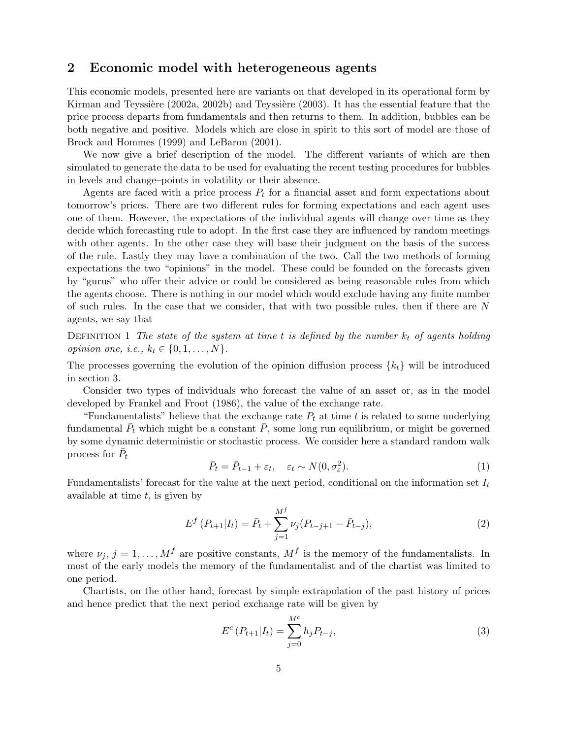## 2 Economic model with heterogeneous agents

This economic models, presented here are variants on that developed in its operational form by Kirman and Teyssière (2002a, 2002b) and Teyssière (2003). It has the essential feature that the price process departs from fundamentals and then returns to them. In addition, bubbles can be both negative and positive. Models which are close in spirit to this sort of model are those of Brock and Hommes (1999) and LeBaron (2001).

We now give a brief description of the model. The different variants of which are then simulated to generate the data to be used for evaluating the recent testing procedures for bubbles in levels and change–points in volatility or their absence.

Agents are faced with a price process $P_t$ for a financial asset and form expectations about tomorrow's prices. There are two different rules for forming expectations and each agent uses one of them. However, the expectations of the individual agents will change over time as they decide which forecasting rule to adopt. In the first case they are influenced by random meetings with other agents. In the other case they will base their judgment on the basis of the success of the rule. Lastly they may have a combination of the two. Call the two methods of forming expectations the two "opinions" in the model. These could be founded on the forecasts given by "gurus" who offer their advice or could be considered as being reasonable rules from which the agents choose. There is nothing in our model which would exclude having any finite number of such rules. In the case that we consider, that with two possible rules, then if there are $N$ agents, we say that

Definition 1 *The state of the system at time $t$ is defined by the number $k_t$ of agents holding opinion one, i.e., $k_t \in \{0, 1, \ldots, N\}$.*

The processes governing the evolution of the opinion diffusion process $\{k_t\}$ will be introduced in section 3.

Consider two types of individuals who forecast the value of an asset or, as in the model developed by Frankel and Froot (1986), the value of the exchange rate.

"Fundamentalists" believe that the exchange rate $P_t$ at time $t$ is related to some underlying fundamental $\bar{P}_t$ which might be a constant $\bar{P}$, some long run equilibrium, or might be governed by some dynamic deterministic or stochastic process. We consider here a standard random walk process for $\bar{P}_t$

$$\bar{P}_t = \bar{P}_{t-1} + \varepsilon_t, \quad \varepsilon_t \sim N(0, \sigma_\varepsilon^2). \tag{1}$$

Fundamentalists' forecast for the value at the next period, conditional on the information set $I_t$ available at time $t$, is given by

$$E^f\left(P_{t+1}|I_t\right) = \bar{P}_t + \sum_{j=1}^{M^f} \nu_j (P_{t-j+1} - \bar{P}_{t-j}), \tag{2}$$

where $\nu_j$, $j = 1, \ldots, M^f$ are positive constants, $M^f$ is the memory of the fundamentalists. In most of the early models the memory of the fundamentalist and of the chartist was limited to one period.

Chartists, on the other hand, forecast by simple extrapolation of the past history of prices and hence predict that the next period exchange rate will be given by

$$E^c\left(P_{t+1}|I_t\right) = \sum_{j=0}^{M^c} h_j P_{t-j}, \tag{3}$$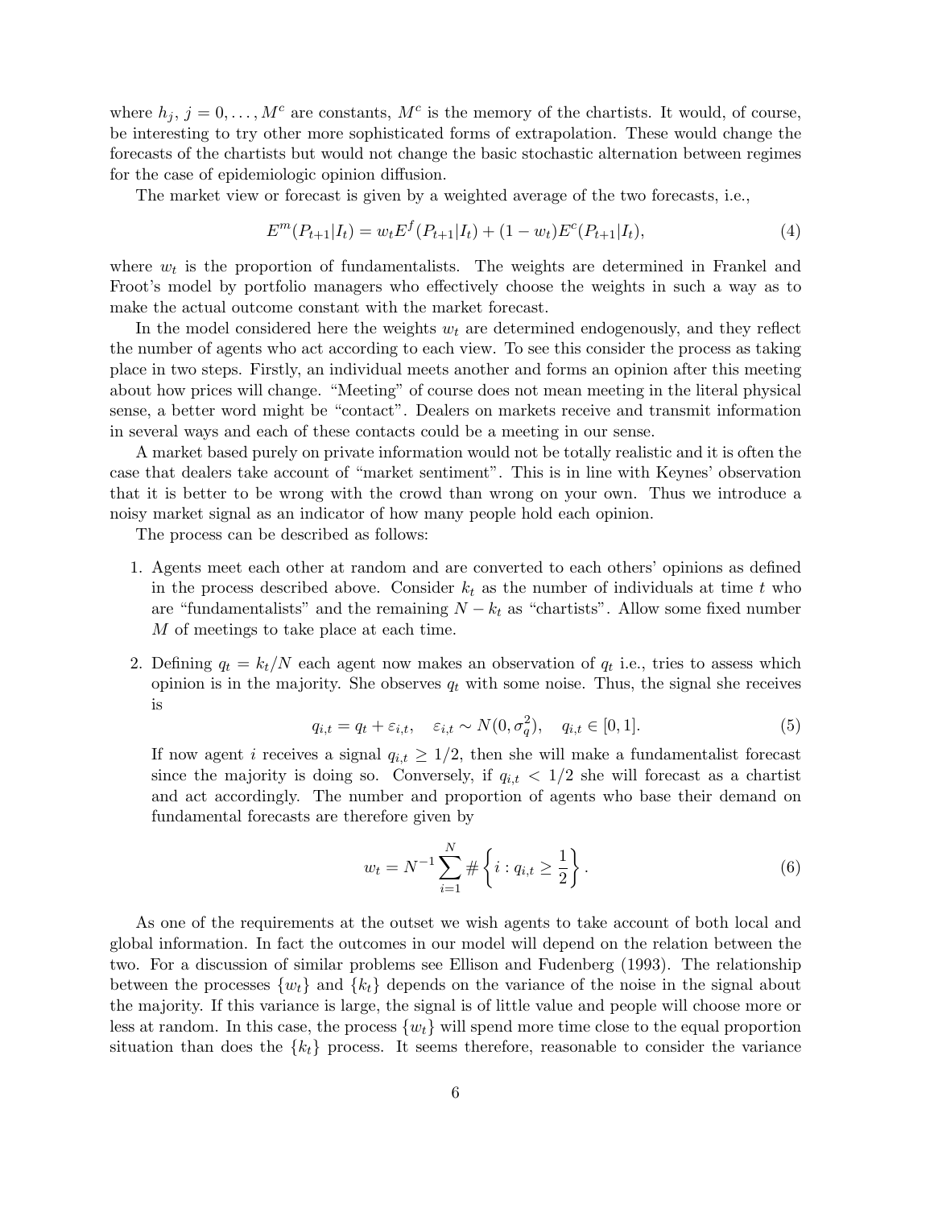where $h_j$, $j = 0, \ldots, M^c$ are constants, $M^c$ is the memory of the chartists. It would, of course, be interesting to try other more sophisticated forms of extrapolation. These would change the forecasts of the chartists but would not change the basic stochastic alternation between regimes for the case of epidemiologic opinion diffusion.

The market view or forecast is given by a weighted average of the two forecasts, i.e.,

$$E^m(P_{t+1}|I_t) = w_t E^f(P_{t+1}|I_t) + (1 - w_t)E^c(P_{t+1}|I_t), \tag{4}$$

where $w_t$ is the proportion of fundamentalists. The weights are determined in Frankel and Froot's model by portfolio managers who effectively choose the weights in such a way as to make the actual outcome constant with the market forecast.

In the model considered here the weights $w_t$ are determined endogenously, and they reflect the number of agents who act according to each view. To see this consider the process as taking place in two steps. Firstly, an individual meets another and forms an opinion after this meeting about how prices will change. "Meeting" of course does not mean meeting in the literal physical sense, a better word might be "contact". Dealers on markets receive and transmit information in several ways and each of these contacts could be a meeting in our sense.

A market based purely on private information would not be totally realistic and it is often the case that dealers take account of "market sentiment". This is in line with Keynes' observation that it is better to be wrong with the crowd than wrong on your own. Thus we introduce a noisy market signal as an indicator of how many people hold each opinion.

The process can be described as follows:

1. Agents meet each other at random and are converted to each others' opinions as defined in the process described above. Consider $k_t$ as the number of individuals at time $t$ who are "fundamentalists" and the remaining $N - k_t$ as "chartists". Allow some fixed number $M$ of meetings to take place at each time.

2. Defining $q_t = k_t/N$ each agent now makes an observation of $q_t$ i.e., tries to assess which opinion is in the majority. She observes $q_t$ with some noise. Thus, the signal she receives is

$$q_{i,t} = q_t + \varepsilon_{i,t}, \quad \varepsilon_{i,t} \sim N(0, \sigma_q^2), \quad q_{i,t} \in [0, 1]. \tag{5}$$

   If now agent $i$ receives a signal $q_{i,t} \geq 1/2$, then she will make a fundamentalist forecast since the majority is doing so. Conversely, if $q_{i,t} < 1/2$ she will forecast as a chartist and act accordingly. The number and proportion of agents who base their demand on fundamental forecasts are therefore given by

$$w_t = N^{-1} \sum_{i=1}^{N} \# \left\{ i : q_{i,t} \geq \frac{1}{2} \right\}. \tag{6}$$

As one of the requirements at the outset we wish agents to take account of both local and global information. In fact the outcomes in our model will depend on the relation between the two. For a discussion of similar problems see Ellison and Fudenberg (1993). The relationship between the processes $\{w_t\}$ and $\{k_t\}$ depends on the variance of the noise in the signal about the majority. If this variance is large, the signal is of little value and people will choose more or less at random. In this case, the process $\{w_t\}$ will spend more time close to the equal proportion situation than does the $\{k_t\}$ process. It seems therefore, reasonable to consider the variance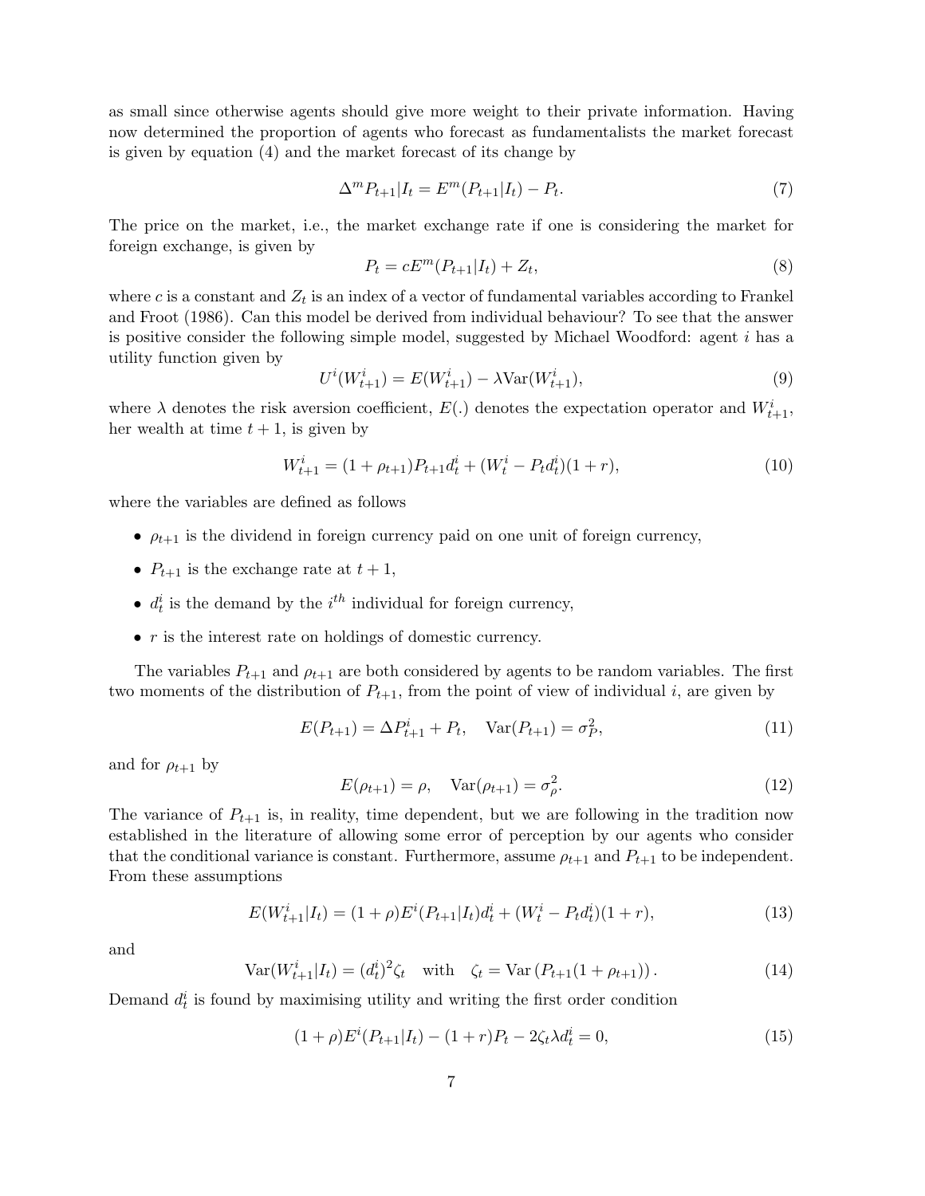as small since otherwise agents should give more weight to their private information. Having now determined the proportion of agents who forecast as fundamentalists the market forecast is given by equation (4) and the market forecast of its change by

$$\Delta^m P_{t+1}|I_t = E^m(P_{t+1}|I_t) - P_t. \tag{7}$$

The price on the market, i.e., the market exchange rate if one is considering the market for foreign exchange, is given by

$$P_t = cE^m(P_{t+1}|I_t) + Z_t, \tag{8}$$

where $c$ is a constant and $Z_t$ is an index of a vector of fundamental variables according to Frankel and Froot (1986). Can this model be derived from individual behaviour? To see that the answer is positive consider the following simple model, suggested by Michael Woodford: agent $i$ has a utility function given by

$$U^i(W^i_{t+1}) = E(W^i_{t+1}) - \lambda \text{Var}(W^i_{t+1}), \tag{9}$$

where $\lambda$ denotes the risk aversion coefficient, $E(.)$ denotes the expectation operator and $W^i_{t+1}$, her wealth at time $t+1$, is given by

$$W^i_{t+1} = (1 + \rho_{t+1})P_{t+1}d^i_t + (W^i_t - P_t d^i_t)(1 + r), \tag{10}$$

where the variables are defined as follows

- $\rho_{t+1}$ is the dividend in foreign currency paid on one unit of foreign currency,
- $P_{t+1}$ is the exchange rate at $t+1$,
- $d^i_t$ is the demand by the $i^{th}$ individual for foreign currency,
- $r$ is the interest rate on holdings of domestic currency.

The variables $P_{t+1}$ and $\rho_{t+1}$ are both considered by agents to be random variables. The first two moments of the distribution of $P_{t+1}$, from the point of view of individual $i$, are given by

$$E(P_{t+1}) = \Delta P^i_{t+1} + P_t, \quad \text{Var}(P_{t+1}) = \sigma^2_P, \tag{11}$$

and for $\rho_{t+1}$ by

$$E(\rho_{t+1}) = \rho, \quad \text{Var}(\rho_{t+1}) = \sigma^2_\rho. \tag{12}$$

The variance of $P_{t+1}$ is, in reality, time dependent, but we are following in the tradition now established in the literature of allowing some error of perception by our agents who consider that the conditional variance is constant. Furthermore, assume $\rho_{t+1}$ and $P_{t+1}$ to be independent. From these assumptions

$$E(W^i_{t+1}|I_t) = (1 + \rho)E^i(P_{t+1}|I_t)d^i_t + (W^i_t - P_t d^i_t)(1 + r), \tag{13}$$

and

$$\text{Var}(W^i_{t+1}|I_t) = (d^i_t)^2 \zeta_t \quad \text{with} \quad \zeta_t = \text{Var}\left(P_{t+1}(1 + \rho_{t+1})\right). \tag{14}$$

Demand $d^i_t$ is found by maximising utility and writing the first order condition

$$(1 + \rho)E^i(P_{t+1}|I_t) - (1 + r)P_t - 2\zeta_t \lambda d^i_t = 0, \tag{15}$$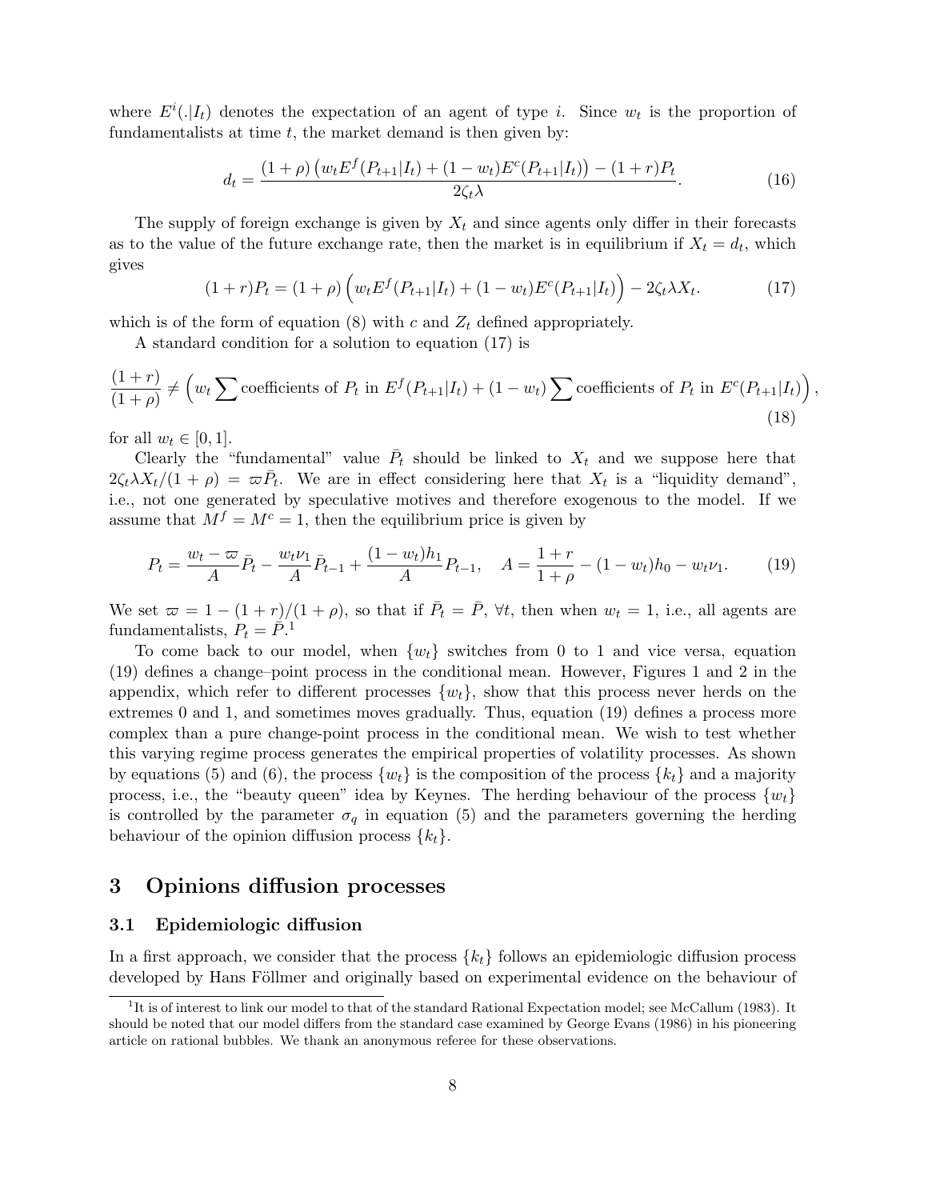where $E^i(.|I_t)$ denotes the expectation of an agent of type $i$. Since $w_t$ is the proportion of fundamentalists at time $t$, the market demand is then given by:

$$d_t = \frac{(1+\rho)\left(w_t E^f(P_{t+1}|I_t) + (1-w_t)E^c(P_{t+1}|I_t)\right) - (1+r)P_t}{2\zeta_t \lambda}. \tag{16}$$

The supply of foreign exchange is given by $X_t$ and since agents only differ in their forecasts as to the value of the future exchange rate, then the market is in equilibrium if $X_t = d_t$, which gives

$$(1+r)P_t = (1+\rho)\left(w_t E^f(P_{t+1}|I_t) + (1-w_t)E^c(P_{t+1}|I_t)\right) - 2\zeta_t \lambda X_t. \tag{17}$$

which is of the form of equation (8) with $c$ and $Z_t$ defined appropriately.

A standard condition for a solution to equation (17) is

$$\frac{(1+r)}{(1+\rho)} \neq \left(w_t \sum \text{coefficients of } P_t \text{ in } E^f(P_{t+1}|I_t) + (1-w_t) \sum \text{coefficients of } P_t \text{ in } E^c(P_{t+1}|I_t)\right), \tag{18}$$

for all $w_t \in [0, 1]$.

Clearly the "fundamental" value $\bar{P}_t$ should be linked to $X_t$ and we suppose here that $2\zeta_t \lambda X_t/(1+\rho) = \varpi \bar{P}_t$. We are in effect considering here that $X_t$ is a "liquidity demand", i.e., not one generated by speculative motives and therefore exogenous to the model. If we assume that $M^f = M^c = 1$, then the equilibrium price is given by

$$P_t = \frac{w_t - \varpi}{A}\bar{P}_t - \frac{w_t \nu_1}{A}\bar{P}_{t-1} + \frac{(1-w_t)h_1}{A}P_{t-1}, \quad A = \frac{1+r}{1+\rho} - (1-w_t)h_0 - w_t \nu_1. \tag{19}$$

We set $\varpi = 1 - (1+r)/(1+\rho)$, so that if $\bar{P}_t = \bar{P}$, $\forall t$, then when $w_t = 1$, i.e., all agents are fundamentalists, $P_t = \bar{P}$.[1]

To come back to our model, when $\{w_t\}$ switches from 0 to 1 and vice versa, equation (19) defines a change–point process in the conditional mean. However, Figures 1 and 2 in the appendix, which refer to different processes $\{w_t\}$, show that this process never herds on the extremes 0 and 1, and sometimes moves gradually. Thus, equation (19) defines a process more complex than a pure change-point process in the conditional mean. We wish to test whether this varying regime process generates the empirical properties of volatility processes. As shown by equations (5) and (6), the process $\{w_t\}$ is the composition of the process $\{k_t\}$ and a majority process, i.e., the "beauty queen" idea by Keynes. The herding behaviour of the process $\{w_t\}$ is controlled by the parameter $\sigma_q$ in equation (5) and the parameters governing the herding behaviour of the opinion diffusion process $\{k_t\}$.

## 3 Opinions diffusion processes

### 3.1 Epidemiologic diffusion

In a first approach, we consider that the process $\{k_t\}$ follows an epidemiologic diffusion process developed by Hans Föllmer and originally based on experimental evidence on the behaviour of

---

[1] It is of interest to link our model to that of the standard Rational Expectation model; see McCallum (1983). It should be noted that our model differs from the standard case examined by George Evans (1986) in his pioneering article on rational bubbles. We thank an anonymous referee for these observations.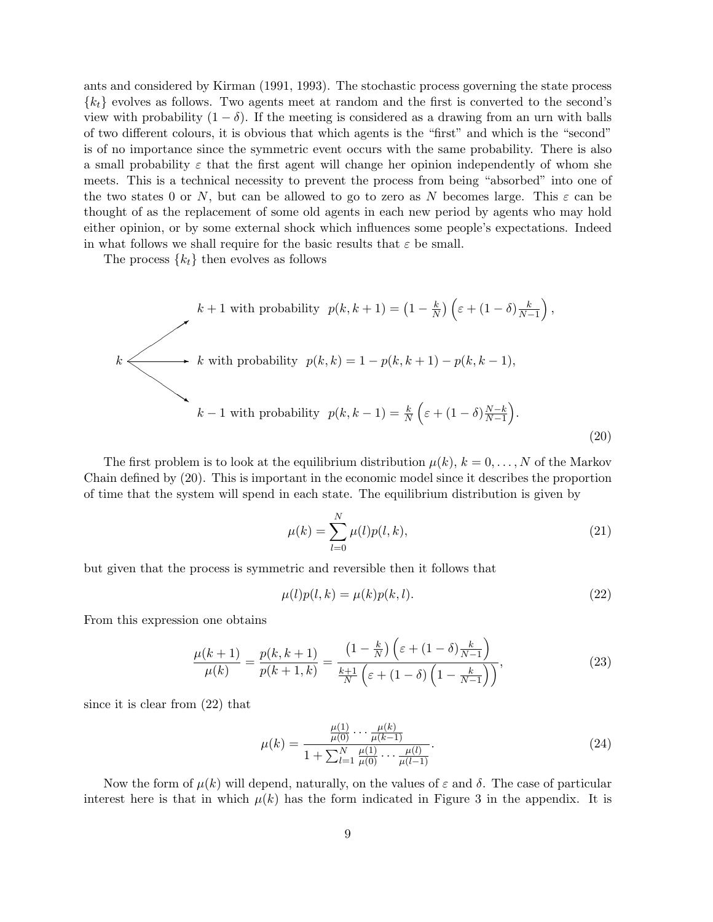ants and considered by Kirman (1991, 1993). The stochastic process governing the state process $\{k_t\}$ evolves as follows. Two agents meet at random and the first is converted to the second's view with probability $(1-\delta)$. If the meeting is considered as a drawing from an urn with balls of two different colours, it is obvious that which agents is the "first" and which is the "second" is of no importance since the symmetric event occurs with the same probability. There is also a small probability $\varepsilon$ that the first agent will change her opinion independently of whom she meets. This is a technical necessity to prevent the process from being "absorbed" into one of the two states 0 or $N$, but can be allowed to go to zero as $N$ becomes large. This $\varepsilon$ can be thought of as the replacement of some old agents in each new period by agents who may hold either opinion, or by some external shock which influences some people's expectations. Indeed in what follows we shall require for the basic results that $\varepsilon$ be small.

The process $\{k_t\}$ then evolves as follows

$$
k \longrightarrow
\begin{cases}
k+1 \text{ with probability } \; p(k,k+1) = \left(1-\frac{k}{N}\right)\left(\varepsilon + (1-\delta)\frac{k}{N-1}\right), \\[2ex]
k \text{ with probability } \; p(k,k) = 1 - p(k,k+1) - p(k,k-1), \\[2ex]
k-1 \text{ with probability } \; p(k,k-1) = \frac{k}{N}\left(\varepsilon + (1-\delta)\frac{N-k}{N-1}\right).
\end{cases}
\tag{20}
$$

The first problem is to look at the equilibrium distribution $\mu(k)$, $k = 0, \ldots, N$ of the Markov Chain defined by (20). This is important in the economic model since it describes the proportion of time that the system will spend in each state. The equilibrium distribution is given by

$$
\mu(k) = \sum_{l=0}^{N} \mu(l) p(l,k), \tag{21}
$$

but given that the process is symmetric and reversible then it follows that

$$
\mu(l)p(l,k) = \mu(k)p(k,l). \tag{22}
$$

From this expression one obtains

$$
\frac{\mu(k+1)}{\mu(k)} = \frac{p(k,k+1)}{p(k+1,k)} = \frac{\left(1-\frac{k}{N}\right)\left(\varepsilon + (1-\delta)\frac{k}{N-1}\right)}{\frac{k+1}{N}\left(\varepsilon + (1-\delta)\left(1-\frac{k}{N-1}\right)\right)}, \tag{23}
$$

since it is clear from (22) that

$$
\mu(k) = \frac{\frac{\mu(1)}{\mu(0)} \cdots \frac{\mu(k)}{\mu(k-1)}}{1 + \sum_{l=1}^{N} \frac{\mu(1)}{\mu(0)} \cdots \frac{\mu(l)}{\mu(l-1)}}. \tag{24}
$$

Now the form of $\mu(k)$ will depend, naturally, on the values of $\varepsilon$ and $\delta$. The case of particular interest here is that in which $\mu(k)$ has the form indicated in Figure 3 in the appendix. It is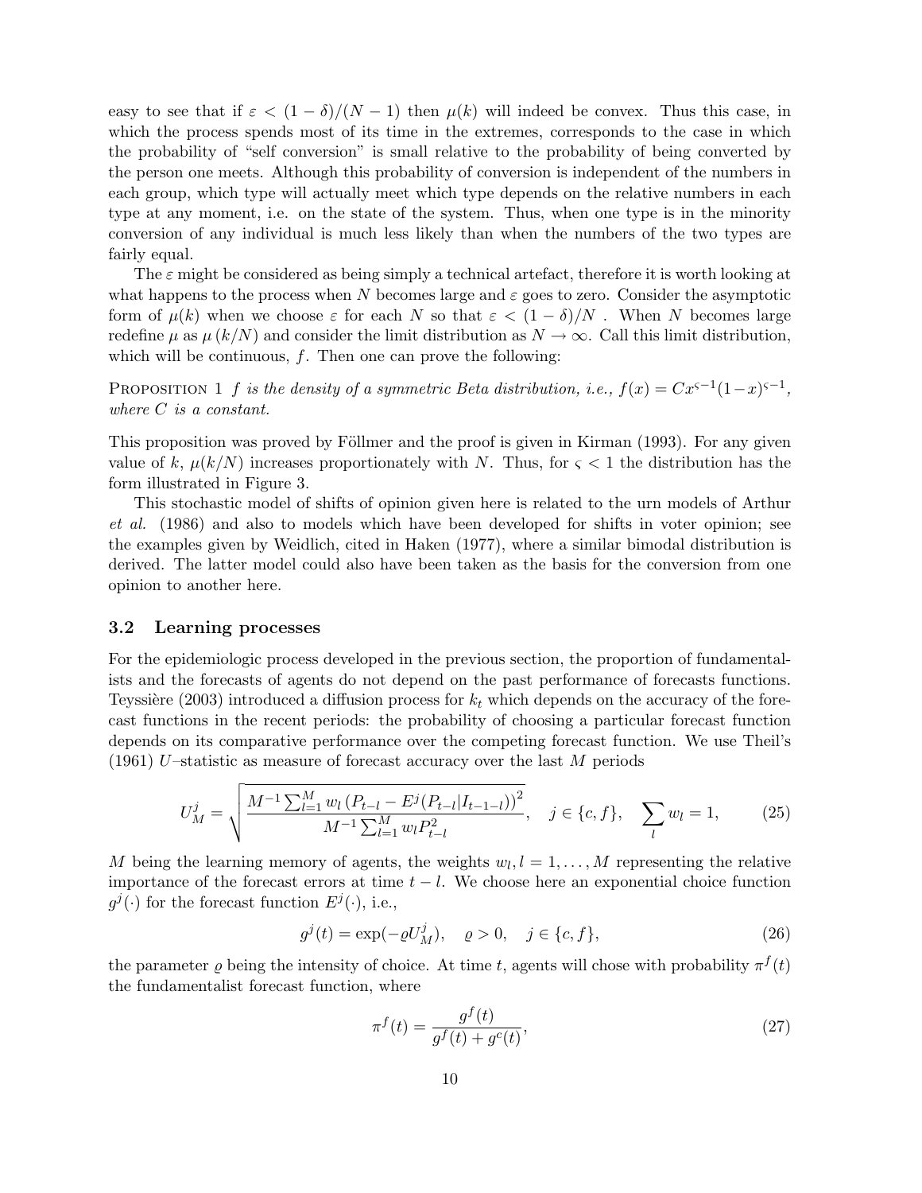easy to see that if $\varepsilon < (1-\delta)/(N-1)$ then $\mu(k)$ will indeed be convex. Thus this case, in which the process spends most of its time in the extremes, corresponds to the case in which the probability of "self conversion" is small relative to the probability of being converted by the person one meets. Although this probability of conversion is independent of the numbers in each group, which type will actually meet which type depends on the relative numbers in each type at any moment, i.e. on the state of the system. Thus, when one type is in the minority conversion of any individual is much less likely than when the numbers of the two types are fairly equal.

The $\varepsilon$ might be considered as being simply a technical artefact, therefore it is worth looking at what happens to the process when $N$ becomes large and $\varepsilon$ goes to zero. Consider the asymptotic form of $\mu(k)$ when we choose $\varepsilon$ for each $N$ so that $\varepsilon < (1-\delta)/N$ . When $N$ becomes large redefine $\mu$ as $\mu(k/N)$ and consider the limit distribution as $N \to \infty$. Call this limit distribution, which will be continuous, $f$. Then one can prove the following:

PROPOSITION 1 *$f$ is the density of a symmetric Beta distribution, i.e., $f(x) = Cx^{\varsigma-1}(1-x)^{\varsigma-1}$, where $C$ is a constant.*

This proposition was proved by Föllmer and the proof is given in Kirman (1993). For any given value of $k$, $\mu(k/N)$ increases proportionately with $N$. Thus, for $\varsigma < 1$ the distribution has the form illustrated in Figure 3.

This stochastic model of shifts of opinion given here is related to the urn models of Arthur *et al.* (1986) and also to models which have been developed for shifts in voter opinion; see the examples given by Weidlich, cited in Haken (1977), where a similar bimodal distribution is derived. The latter model could also have been taken as the basis for the conversion from one opinion to another here.

### 3.2 Learning processes

For the epidemiologic process developed in the previous section, the proportion of fundamentalists and the forecasts of agents do not depend on the past performance of forecasts functions. Teyssière (2003) introduced a diffusion process for $k_t$ which depends on the accuracy of the forecast functions in the recent periods: the probability of choosing a particular forecast function depends on its comparative performance over the competing forecast function. We use Theil's (1961) $U$–statistic as measure of forecast accuracy over the last $M$ periods

$$U_M^j = \sqrt{\frac{M^{-1}\sum_{l=1}^{M} w_l \left(P_{t-l} - E^j(P_{t-l}|I_{t-1-l})\right)^2}{M^{-1}\sum_{l=1}^{M} w_l P_{t-l}^2}}, \quad j \in \{c, f\}, \quad \sum_l w_l = 1, \tag{25}$$

$M$ being the learning memory of agents, the weights $w_l, l = 1, \ldots, M$ representing the relative importance of the forecast errors at time $t-l$. We choose here an exponential choice function $g^j(\cdot)$ for the forecast function $E^j(\cdot)$, i.e.,

$$g^j(t) = \exp(-\varrho U_M^j), \quad \varrho > 0, \quad j \in \{c, f\}, \tag{26}$$

the parameter $\varrho$ being the intensity of choice. At time $t$, agents will chose with probability $\pi^f(t)$ the fundamentalist forecast function, where

$$\pi^f(t) = \frac{g^f(t)}{g^f(t) + g^c(t)}, \tag{27}$$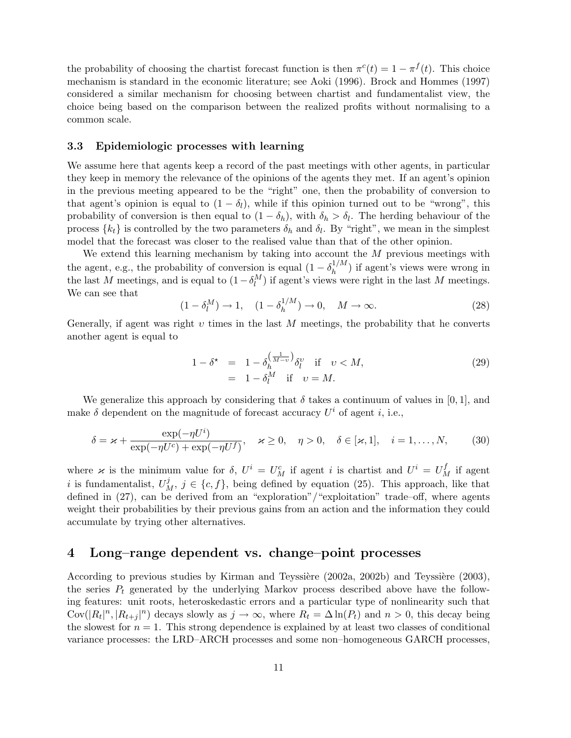the probability of choosing the chartist forecast function is then $\pi^c(t) = 1 - \pi^f(t)$. This choice mechanism is standard in the economic literature; see Aoki (1996). Brock and Hommes (1997) considered a similar mechanism for choosing between chartist and fundamentalist view, the choice being based on the comparison between the realized profits without normalising to a common scale.

### 3.3 Epidemiologic processes with learning

We assume here that agents keep a record of the past meetings with other agents, in particular they keep in memory the relevance of the opinions of the agents they met. If an agent's opinion in the previous meeting appeared to be the "right" one, then the probability of conversion to that agent's opinion is equal to $(1 - \delta_l)$, while if this opinion turned out to be "wrong", this probability of conversion is then equal to $(1 - \delta_h)$, with $\delta_h > \delta_l$. The herding behaviour of the process $\{k_t\}$ is controlled by the two parameters $\delta_h$ and $\delta_l$. By "right", we mean in the simplest model that the forecast was closer to the realised value than that of the other opinion.

We extend this learning mechanism by taking into account the $M$ previous meetings with the agent, e.g., the probability of conversion is equal $(1 - \delta_h^{1/M})$ if agent's views were wrong in the last $M$ meetings, and is equal to $(1 - \delta_l^M)$ if agent's views were right in the last $M$ meetings. We can see that

$$(1 - \delta_l^M) \to 1, \quad (1 - \delta_h^{1/M}) \to 0, \quad M \to \infty. \tag{28}$$

Generally, if agent was right $\upsilon$ times in the last $M$ meetings, the probability that he converts another agent is equal to

$$\begin{aligned} 1 - \delta^\star &= 1 - \delta_h^{\left(\frac{1}{M-\upsilon}\right)} \delta_l^{\upsilon} \quad \text{if} \quad \upsilon < M, \\ &= 1 - \delta_l^M \quad \text{if} \quad \upsilon = M. \end{aligned} \tag{29}$$

We generalize this approach by considering that $\delta$ takes a continuum of values in $[0, 1]$, and make $\delta$ dependent on the magnitude of forecast accuracy $U^i$ of agent $i$, i.e.,

$$\delta = \varkappa + \frac{\exp(-\eta U^i)}{\exp(-\eta U^c) + \exp(-\eta U^f)}, \quad \varkappa \geq 0, \quad \eta > 0, \quad \delta \in [\varkappa, 1], \quad i = 1, \ldots, N, \tag{30}$$

where $\varkappa$ is the minimum value for $\delta$, $U^i = U_M^c$ if agent $i$ is chartist and $U^i = U_M^f$ if agent $i$ is fundamentalist, $U_M^j$, $j \in \{c, f\}$, being defined by equation (25). This approach, like that defined in (27), can be derived from an "exploration"/"exploitation" trade–off, where agents weight their probabilities by their previous gains from an action and the information they could accumulate by trying other alternatives.

## 4 Long–range dependent vs. change–point processes

According to previous studies by Kirman and Teyssière (2002a, 2002b) and Teyssière (2003), the series $P_t$ generated by the underlying Markov process described above have the following features: unit roots, heteroskedastic errors and a particular type of nonlinearity such that $\text{Cov}(|R_t|^n, |R_{t+j}|^n)$ decays slowly as $j \to \infty$, where $R_t = \Delta \ln(P_t)$ and $n > 0$, this decay being the slowest for $n = 1$. This strong dependence is explained by at least two classes of conditional variance processes: the LRD–ARCH processes and some non–homogeneous GARCH processes,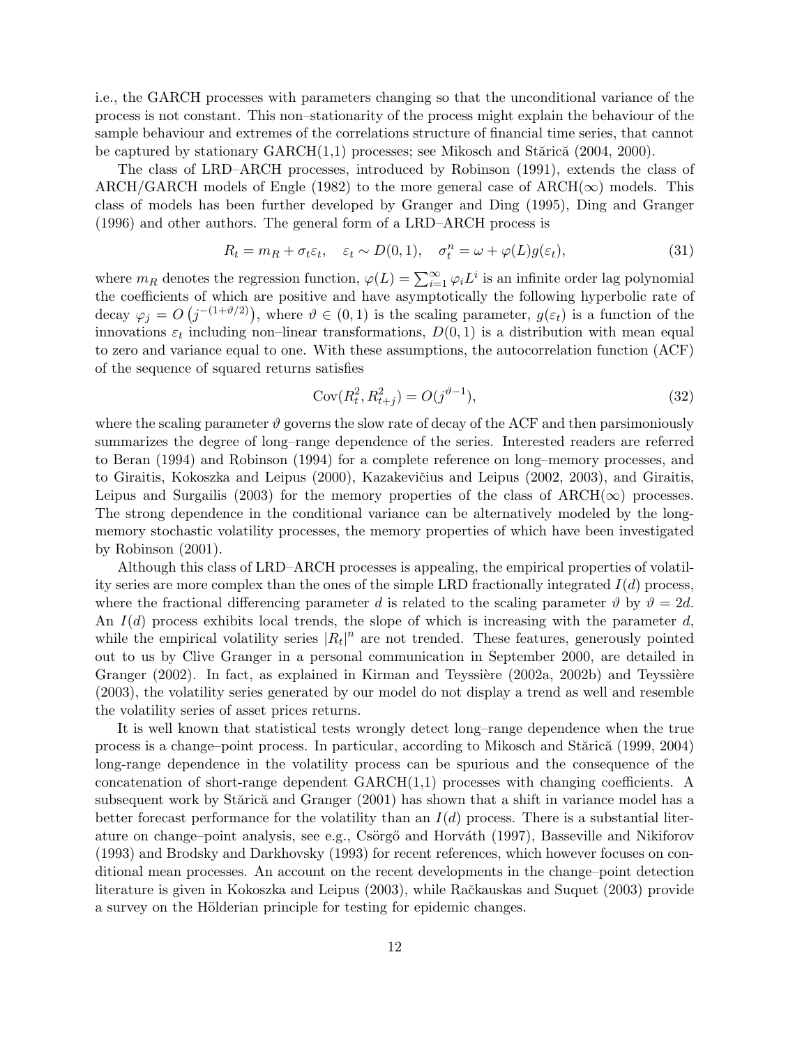i.e., the GARCH processes with parameters changing so that the unconditional variance of the process is not constant. This non–stationarity of the process might explain the behaviour of the sample behaviour and extremes of the correlations structure of financial time series, that cannot be captured by stationary GARCH(1,1) processes; see Mikosch and Stărică (2004, 2000).

The class of LRD–ARCH processes, introduced by Robinson (1991), extends the class of ARCH/GARCH models of Engle (1982) to the more general case of ARCH($\infty$) models. This class of models has been further developed by Granger and Ding (1995), Ding and Granger (1996) and other authors. The general form of a LRD–ARCH process is

$$R_t = m_R + \sigma_t \varepsilon_t, \quad \varepsilon_t \sim D(0,1), \quad \sigma_t^n = \omega + \varphi(L) g(\varepsilon_t), \tag{31}$$

where $m_R$ denotes the regression function, $\varphi(L) = \sum_{i=1}^{\infty} \varphi_i L^i$ is an infinite order lag polynomial the coefficients of which are positive and have asymptotically the following hyperbolic rate of decay $\varphi_j = O\left(j^{-(1+\vartheta/2)}\right)$, where $\vartheta \in (0,1)$ is the scaling parameter, $g(\varepsilon_t)$ is a function of the innovations $\varepsilon_t$ including non–linear transformations, $D(0,1)$ is a distribution with mean equal to zero and variance equal to one. With these assumptions, the autocorrelation function (ACF) of the sequence of squared returns satisfies

$$\operatorname{Cov}(R_t^2, R_{t+j}^2) = O(j^{\vartheta-1}), \tag{32}$$

where the scaling parameter $\vartheta$ governs the slow rate of decay of the ACF and then parsimoniously summarizes the degree of long–range dependence of the series. Interested readers are referred to Beran (1994) and Robinson (1994) for a complete reference on long–memory processes, and to Giraitis, Kokoszka and Leipus (2000), Kazakevičius and Leipus (2002, 2003), and Giraitis, Leipus and Surgailis (2003) for the memory properties of the class of ARCH($\infty$) processes. The strong dependence in the conditional variance can be alternatively modeled by the long-memory stochastic volatility processes, the memory properties of which have been investigated by Robinson (2001).

Although this class of LRD–ARCH processes is appealing, the empirical properties of volatility series are more complex than the ones of the simple LRD fractionally integrated $I(d)$ process, where the fractional differencing parameter $d$ is related to the scaling parameter $\vartheta$ by $\vartheta = 2d$. An $I(d)$ process exhibits local trends, the slope of which is increasing with the parameter $d$, while the empirical volatility series $|R_t|^n$ are not trended. These features, generously pointed out to us by Clive Granger in a personal communication in September 2000, are detailed in Granger (2002). In fact, as explained in Kirman and Teyssière (2002a, 2002b) and Teyssière (2003), the volatility series generated by our model do not display a trend as well and resemble the volatility series of asset prices returns.

It is well known that statistical tests wrongly detect long–range dependence when the true process is a change–point process. In particular, according to Mikosch and Stărică (1999, 2004) long-range dependence in the volatility process can be spurious and the consequence of the concatenation of short-range dependent GARCH(1,1) processes with changing coefficients. A subsequent work by Stărică and Granger (2001) has shown that a shift in variance model has a better forecast performance for the volatility than an $I(d)$ process. There is a substantial literature on change–point analysis, see e.g., Csörgő and Horváth (1997), Basseville and Nikiforov (1993) and Brodsky and Darkhovsky (1993) for recent references, which however focuses on conditional mean processes. An account on the recent developments in the change–point detection literature is given in Kokoszka and Leipus (2003), while Račkauskas and Suquet (2003) provide a survey on the Hölderian principle for testing for epidemic changes.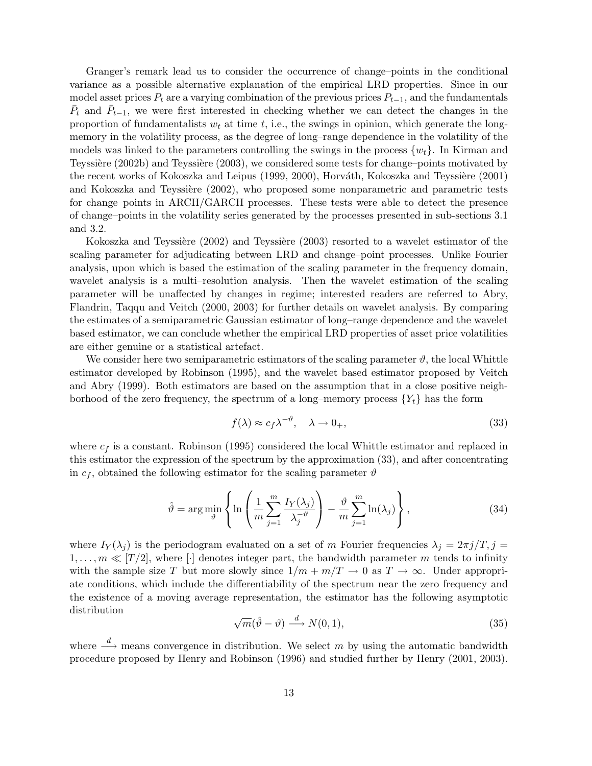Granger's remark lead us to consider the occurrence of change–points in the conditional variance as a possible alternative explanation of the empirical LRD properties. Since in our model asset prices $P_t$ are a varying combination of the previous prices $P_{t-1}$, and the fundamentals $\bar{P}_t$ and $\bar{P}_{t-1}$, we were first interested in checking whether we can detect the changes in the proportion of fundamentalists $w_t$ at time $t$, i.e., the swings in opinion, which generate the long-memory in the volatility process, as the degree of long–range dependence in the volatility of the models was linked to the parameters controlling the swings in the process $\{w_t\}$. In Kirman and Teyssière (2002b) and Teyssière (2003), we considered some tests for change–points motivated by the recent works of Kokoszka and Leipus (1999, 2000), Horváth, Kokoszka and Teyssière (2001) and Kokoszka and Teyssière (2002), who proposed some nonparametric and parametric tests for change–points in ARCH/GARCH processes. These tests were able to detect the presence of change–points in the volatility series generated by the processes presented in sub-sections 3.1 and 3.2.

Kokoszka and Teyssière (2002) and Teyssière (2003) resorted to a wavelet estimator of the scaling parameter for adjudicating between LRD and change–point processes. Unlike Fourier analysis, upon which is based the estimation of the scaling parameter in the frequency domain, wavelet analysis is a multi–resolution analysis. Then the wavelet estimation of the scaling parameter will be unaffected by changes in regime; interested readers are referred to Abry, Flandrin, Taqqu and Veitch (2000, 2003) for further details on wavelet analysis. By comparing the estimates of a semiparametric Gaussian estimator of long–range dependence and the wavelet based estimator, we can conclude whether the empirical LRD properties of asset price volatilities are either genuine or a statistical artefact.

We consider here two semiparametric estimators of the scaling parameter $\vartheta$, the local Whittle estimator developed by Robinson (1995), and the wavelet based estimator proposed by Veitch and Abry (1999). Both estimators are based on the assumption that in a close positive neighborhood of the zero frequency, the spectrum of a long–memory process $\{Y_t\}$ has the form

$$f(\lambda) \approx c_f \lambda^{-\vartheta}, \quad \lambda \to 0_+, \tag{33}$$

where $c_f$ is a constant. Robinson (1995) considered the local Whittle estimator and replaced in this estimator the expression of the spectrum by the approximation (33), and after concentrating in $c_f$, obtained the following estimator for the scaling parameter $\vartheta$

$$\hat{\vartheta} = \arg\min_{\vartheta} \left\{ \ln\left( \frac{1}{m} \sum_{j=1}^{m} \frac{I_Y(\lambda_j)}{\lambda_j^{-\vartheta}} \right) - \frac{\vartheta}{m} \sum_{j=1}^{m} \ln(\lambda_j) \right\}, \tag{34}$$

where $I_Y(\lambda_j)$ is the periodogram evaluated on a set of $m$ Fourier frequencies $\lambda_j = 2\pi j/T, j = 1, \ldots, m \ll [T/2]$, where $[\cdot]$ denotes integer part, the bandwidth parameter $m$ tends to infinity with the sample size $T$ but more slowly since $1/m + m/T \to 0$ as $T \to \infty$. Under appropriate conditions, which include the differentiability of the spectrum near the zero frequency and the existence of a moving average representation, the estimator has the following asymptotic distribution

$$\sqrt{m}(\hat{\vartheta} - \vartheta) \xrightarrow{d} N(0, 1), \tag{35}$$

where $\xrightarrow{d}$ means convergence in distribution. We select $m$ by using the automatic bandwidth procedure proposed by Henry and Robinson (1996) and studied further by Henry (2001, 2003).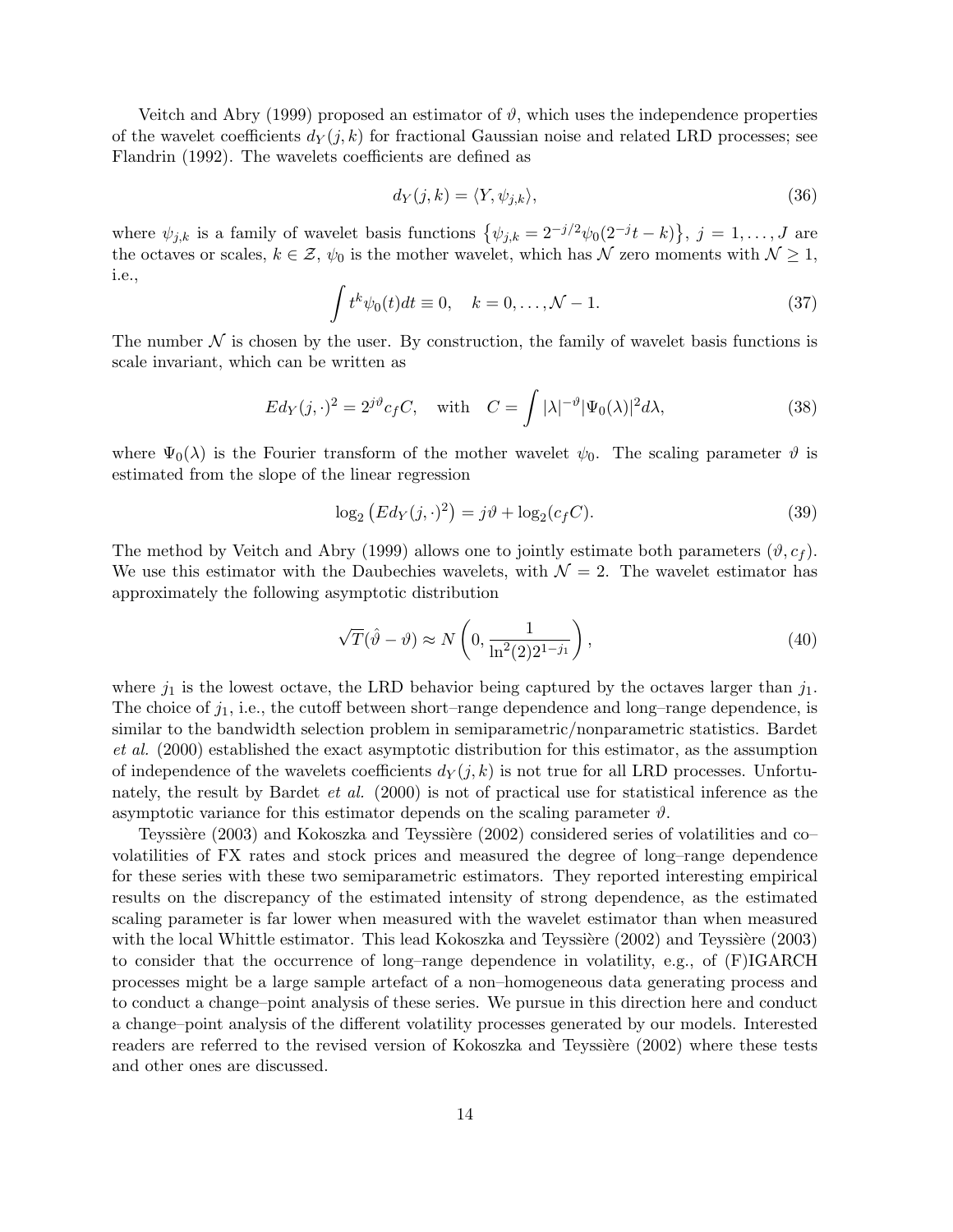Veitch and Abry (1999) proposed an estimator of $\vartheta$, which uses the independence properties of the wavelet coefficients $d_Y(j,k)$ for fractional Gaussian noise and related LRD processes; see Flandrin (1992). The wavelets coefficients are defined as

$$d_Y(j,k) = \langle Y, \psi_{j,k} \rangle, \tag{36}$$

where $\psi_{j,k}$ is a family of wavelet basis functions $\left\{\psi_{j,k} = 2^{-j/2}\psi_0(2^{-j}t-k)\right\}$, $j = 1,\ldots,J$ are the octaves or scales, $k \in \mathcal{Z}$, $\psi_0$ is the mother wavelet, which has $\mathcal{N}$ zero moments with $\mathcal{N} \geq 1$, i.e.,

$$\int t^k \psi_0(t)dt \equiv 0, \quad k = 0,\ldots,\mathcal{N}-1. \tag{37}$$

The number $\mathcal{N}$ is chosen by the user. By construction, the family of wavelet basis functions is scale invariant, which can be written as

$$Ed_Y(j,\cdot)^2 = 2^{j\vartheta}c_f C, \quad \text{with} \quad C = \int |\lambda|^{-\vartheta}|\Psi_0(\lambda)|^2 d\lambda, \tag{38}$$

where $\Psi_0(\lambda)$ is the Fourier transform of the mother wavelet $\psi_0$. The scaling parameter $\vartheta$ is estimated from the slope of the linear regression

$$\log_2\left(Ed_Y(j,\cdot)^2\right) = j\vartheta + \log_2(c_f C). \tag{39}$$

The method by Veitch and Abry (1999) allows one to jointly estimate both parameters $(\vartheta, c_f)$. We use this estimator with the Daubechies wavelets, with $\mathcal{N} = 2$. The wavelet estimator has approximately the following asymptotic distribution

$$\sqrt{T}(\hat{\vartheta} - \vartheta) \approx N\left(0, \frac{1}{\ln^2(2)2^{1-j_1}}\right), \tag{40}$$

where $j_1$ is the lowest octave, the LRD behavior being captured by the octaves larger than $j_1$. The choice of $j_1$, i.e., the cutoff between short–range dependence and long–range dependence, is similar to the bandwidth selection problem in semiparametric/nonparametric statistics. Bardet *et al.* (2000) established the exact asymptotic distribution for this estimator, as the assumption of independence of the wavelets coefficients $d_Y(j,k)$ is not true for all LRD processes. Unfortunately, the result by Bardet *et al.* (2000) is not of practical use for statistical inference as the asymptotic variance for this estimator depends on the scaling parameter $\vartheta$.

Teyssière (2003) and Kokoszka and Teyssière (2002) considered series of volatilities and co–volatilities of FX rates and stock prices and measured the degree of long–range dependence for these series with these two semiparametric estimators. They reported interesting empirical results on the discrepancy of the estimated intensity of strong dependence, as the estimated scaling parameter is far lower when measured with the wavelet estimator than when measured with the local Whittle estimator. This lead Kokoszka and Teyssière (2002) and Teyssière (2003) to consider that the occurrence of long–range dependence in volatility, e.g., of (F)IGARCH processes might be a large sample artefact of a non–homogeneous data generating process and to conduct a change–point analysis of these series. We pursue in this direction here and conduct a change–point analysis of the different volatility processes generated by our models. Interested readers are referred to the revised version of Kokoszka and Teyssière (2002) where these tests and other ones are discussed.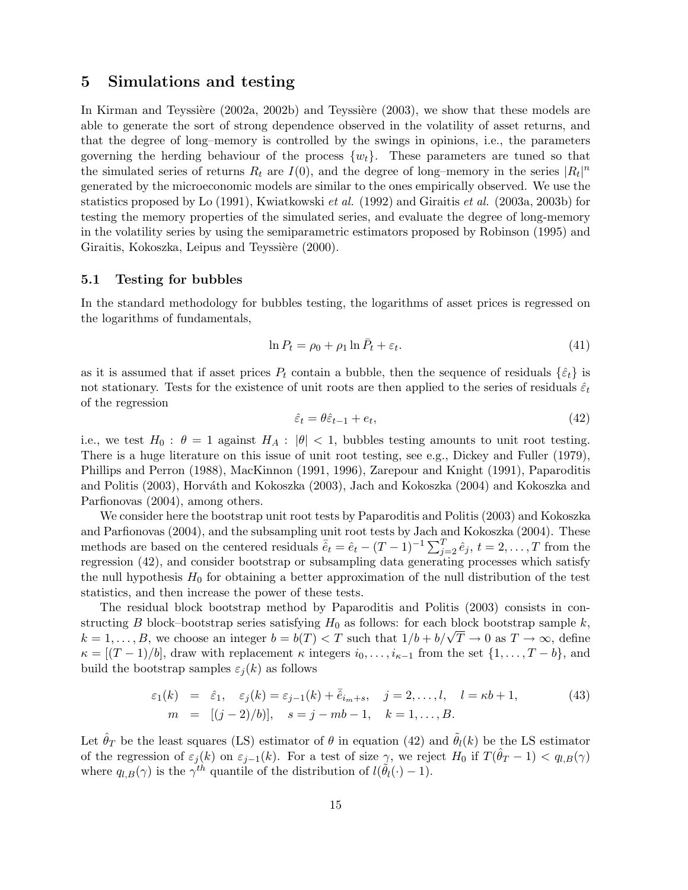## 5 Simulations and testing

In Kirman and Teyssière (2002a, 2002b) and Teyssière (2003), we show that these models are able to generate the sort of strong dependence observed in the volatility of asset returns, and that the degree of long–memory is controlled by the swings in opinions, i.e., the parameters governing the herding behaviour of the process $\{w_t\}$. These parameters are tuned so that the simulated series of returns $R_t$ are $I(0)$, and the degree of long–memory in the series $|R_t|^n$ generated by the microeconomic models are similar to the ones empirically observed. We use the statistics proposed by Lo (1991), Kwiatkowski *et al.* (1992) and Giraitis *et al.* (2003a, 2003b) for testing the memory properties of the simulated series, and evaluate the degree of long-memory in the volatility series by using the semiparametric estimators proposed by Robinson (1995) and Giraitis, Kokoszka, Leipus and Teyssière (2000).

### 5.1 Testing for bubbles

In the standard methodology for bubbles testing, the logarithms of asset prices is regressed on the logarithms of fundamentals,

$$\ln P_t = \rho_0 + \rho_1 \ln \bar{P}_t + \varepsilon_t. \tag{41}$$

as it is assumed that if asset prices $P_t$ contain a bubble, then the sequence of residuals $\{\hat{\varepsilon}_t\}$ is not stationary. Tests for the existence of unit roots are then applied to the series of residuals $\hat{\varepsilon}_t$ of the regression

$$\hat{\varepsilon}_t = \theta \hat{\varepsilon}_{t-1} + e_t, \tag{42}$$

i.e., we test $H_0 : \theta = 1$ against $H_A : |\theta| < 1$, bubbles testing amounts to unit root testing. There is a huge literature on this issue of unit root testing, see e.g., Dickey and Fuller (1979), Phillips and Perron (1988), MacKinnon (1991, 1996), Zarepour and Knight (1991), Paparoditis and Politis (2003), Horváth and Kokoszka (2003), Jach and Kokoszka (2004) and Kokoszka and Parfionovas (2004), among others.

We consider here the bootstrap unit root tests by Paparoditis and Politis (2003) and Kokoszka and Parfionovas (2004), and the subsampling unit root tests by Jach and Kokoszka (2004). These methods are based on the centered residuals $\bar{\hat{e}}_t = \hat{e}_t - (T-1)^{-1}\sum_{j=2}^{T}\hat{e}_j$, $t = 2, \dots, T$ from the regression (42), and consider bootstrap or subsampling data generating processes which satisfy the null hypothesis $H_0$ for obtaining a better approximation of the null distribution of the test statistics, and then increase the power of these tests.

The residual block bootstrap method by Paparoditis and Politis (2003) consists in constructing $B$ block–bootstrap series satisfying $H_0$ as follows: for each block bootstrap sample $k$, $k = 1, \dots, B$, we choose an integer $b = b(T) < T$ such that $1/b + b/\sqrt{T} \to 0$ as $T \to \infty$, define $\kappa = [(T-1)/b]$, draw with replacement $\kappa$ integers $i_0, \dots, i_{\kappa-1}$ from the set $\{1, \dots, T-b\}$, and build the bootstrap samples $\varepsilon_j(k)$ as follows

$$\begin{aligned}
\varepsilon_1(k) &= \hat{\varepsilon}_1, \quad \varepsilon_j(k) = \varepsilon_{j-1}(k) + \bar{\hat{e}}_{i_m+s}, \quad j = 2, \dots, l, \quad l = \kappa b + 1, \\
m &= [(j-2)/b)], \quad s = j - mb - 1, \quad k = 1, \dots, B.
\end{aligned} \tag{43}$$

Let $\hat{\theta}_T$ be the least squares (LS) estimator of $\theta$ in equation (42) and $\tilde{\theta}_l(k)$ be the LS estimator of the regression of $\varepsilon_j(k)$ on $\varepsilon_{j-1}(k)$. For a test of size $\gamma$, we reject $H_0$ if $T(\hat{\theta}_T - 1) < q_{l,B}(\gamma)$ where $q_{l,B}(\gamma)$ is the $\gamma^{th}$ quantile of the distribution of $l(\tilde{\theta}_l(\cdot) - 1)$.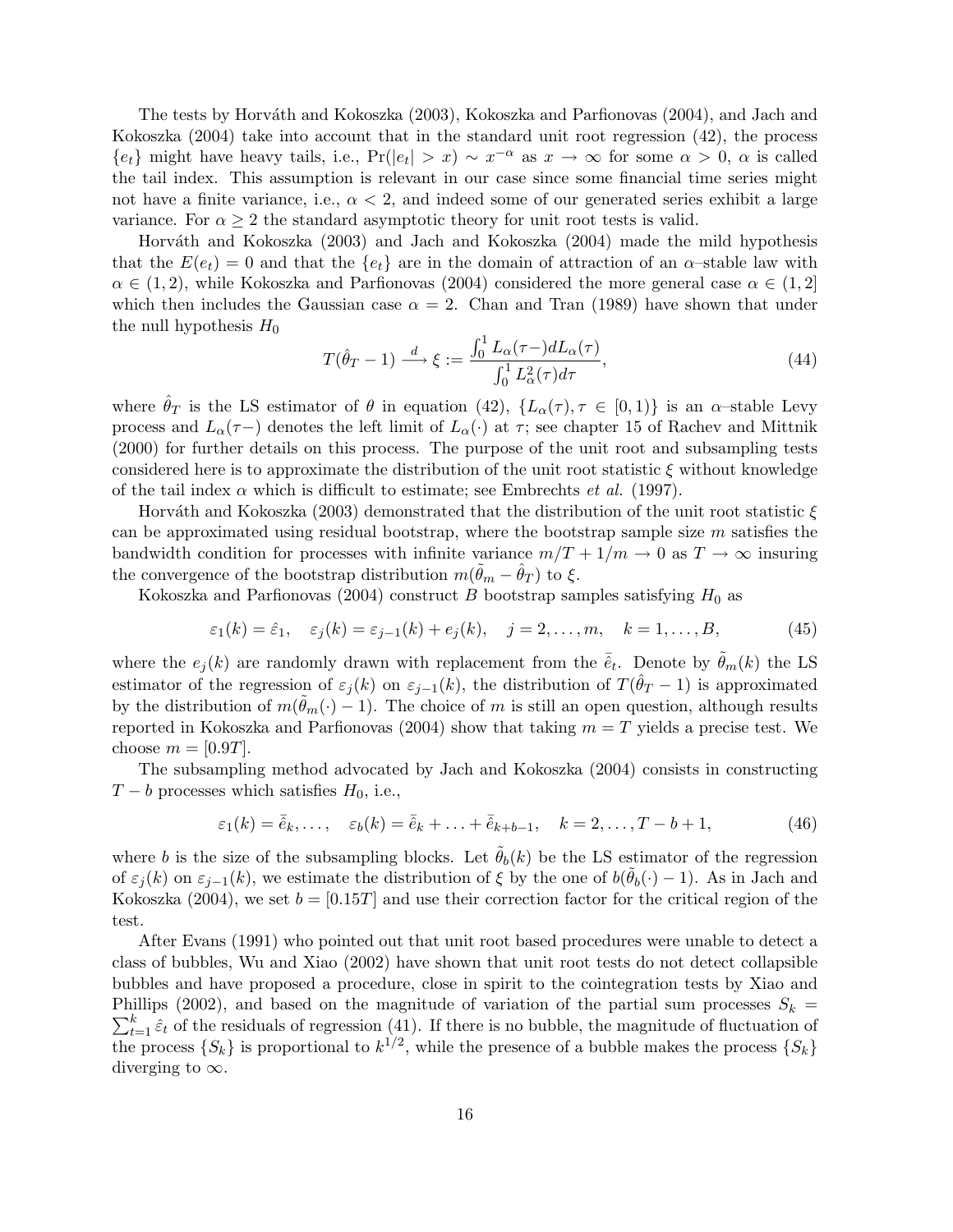The tests by Horváth and Kokoszka (2003), Kokoszka and Parfionovas (2004), and Jach and Kokoszka (2004) take into account that in the standard unit root regression (42), the process $\{e_t\}$ might have heavy tails, i.e., $\Pr(|e_t| > x) \sim x^{-\alpha}$ as $x \to \infty$ for some $\alpha > 0$, $\alpha$ is called the tail index. This assumption is relevant in our case since some financial time series might not have a finite variance, i.e., $\alpha < 2$, and indeed some of our generated series exhibit a large variance. For $\alpha \geq 2$ the standard asymptotic theory for unit root tests is valid.

Horváth and Kokoszka (2003) and Jach and Kokoszka (2004) made the mild hypothesis that the $E(e_t) = 0$ and that the $\{e_t\}$ are in the domain of attraction of an $\alpha$–stable law with $\alpha \in (1, 2)$, while Kokoszka and Parfionovas (2004) considered the more general case $\alpha \in (1, 2]$ which then includes the Gaussian case $\alpha = 2$. Chan and Tran (1989) have shown that under the null hypothesis $H_0$

$$T(\hat{\theta}_T - 1) \xrightarrow{d} \xi := \frac{\int_0^1 L_\alpha(\tau-) dL_\alpha(\tau)}{\int_0^1 L_\alpha^2(\tau) d\tau}, \tag{44}$$

where $\hat{\theta}_T$ is the LS estimator of $\theta$ in equation (42), $\{L_\alpha(\tau), \tau \in [0, 1)\}$ is an $\alpha$–stable Levy process and $L_\alpha(\tau-)$ denotes the left limit of $L_\alpha(\cdot)$ at $\tau$; see chapter 15 of Rachev and Mittnik (2000) for further details on this process. The purpose of the unit root and subsampling tests considered here is to approximate the distribution of the unit root statistic $\xi$ without knowledge of the tail index $\alpha$ which is difficult to estimate; see Embrechts *et al.* (1997).

Horváth and Kokoszka (2003) demonstrated that the distribution of the unit root statistic $\xi$ can be approximated using residual bootstrap, where the bootstrap sample size $m$ satisfies the bandwidth condition for processes with infinite variance $m/T + 1/m \to 0$ as $T \to \infty$ insuring the convergence of the bootstrap distribution $m(\tilde{\theta}_m - \hat{\theta}_T)$ to $\xi$.

Kokoszka and Parfionovas (2004) construct $B$ bootstrap samples satisfying $H_0$ as

$$\varepsilon_1(k) = \hat{\varepsilon}_1, \quad \varepsilon_j(k) = \varepsilon_{j-1}(k) + e_j(k), \quad j = 2, \ldots, m, \quad k = 1, \ldots, B, \tag{45}$$

where the $e_j(k)$ are randomly drawn with replacement from the $\bar{\hat{e}}_t$. Denote by $\tilde{\theta}_m(k)$ the LS estimator of the regression of $\varepsilon_j(k)$ on $\varepsilon_{j-1}(k)$, the distribution of $T(\hat{\theta}_T - 1)$ is approximated by the distribution of $m(\tilde{\theta}_m(\cdot) - 1)$. The choice of $m$ is still an open question, although results reported in Kokoszka and Parfionovas (2004) show that taking $m = T$ yields a precise test. We choose $m = [0.9T]$.

The subsampling method advocated by Jach and Kokoszka (2004) consists in constructing $T - b$ processes which satisfies $H_0$, i.e.,

$$\varepsilon_1(k) = \bar{\hat{e}}_k, \ldots, \quad \varepsilon_b(k) = \bar{\hat{e}}_k + \ldots + \bar{\hat{e}}_{k+b-1}, \quad k = 2, \ldots, T - b + 1, \tag{46}$$

where $b$ is the size of the subsampling blocks. Let $\tilde{\theta}_b(k)$ be the LS estimator of the regression of $\varepsilon_j(k)$ on $\varepsilon_{j-1}(k)$, we estimate the distribution of $\xi$ by the one of $b(\tilde{\theta}_b(\cdot) - 1)$. As in Jach and Kokoszka (2004), we set $b = [0.15T]$ and use their correction factor for the critical region of the test.

After Evans (1991) who pointed out that unit root based procedures were unable to detect a class of bubbles, Wu and Xiao (2002) have shown that unit root tests do not detect collapsible bubbles and have proposed a procedure, close in spirit to the cointegration tests by Xiao and Phillips (2002), and based on the magnitude of variation of the partial sum processes $S_k = \sum_{t=1}^k \hat{\varepsilon}_t$ of the residuals of regression (41). If there is no bubble, the magnitude of fluctuation of the process $\{S_k\}$ is proportional to $k^{1/2}$, while the presence of a bubble makes the process $\{S_k\}$ diverging to $\infty$.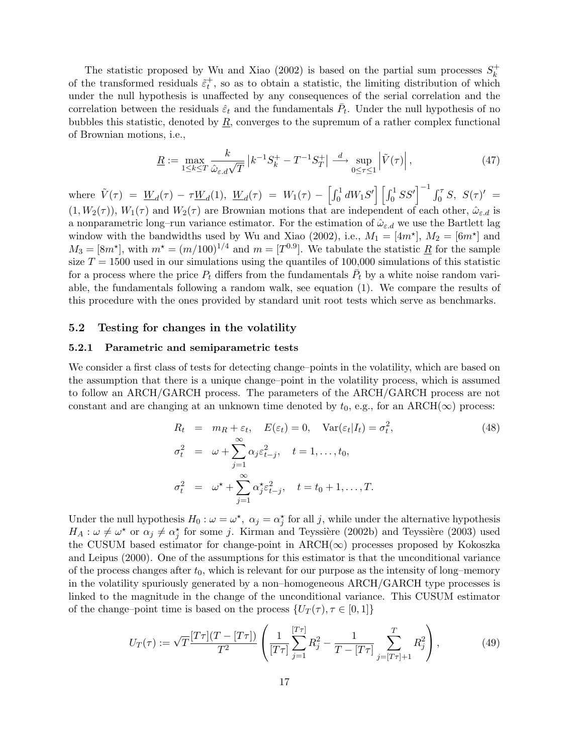The statistic proposed by Wu and Xiao (2002) is based on the partial sum processes $S_k^+$ of the transformed residuals $\hat{\varepsilon}_t^+$, so as to obtain a statistic, the limiting distribution of which under the null hypothesis is unaffected by any consequences of the serial correlation and the correlation between the residuals $\hat{\varepsilon}_t$ and the fundamentals $\bar{P}_t$. Under the null hypothesis of no bubbles this statistic, denoted by $\underline{R}$, converges to the supremum of a rather complex functional of Brownian motions, i.e.,

$$\underline{R} := \max_{1 \leq k \leq T} \frac{k}{\hat{\omega}_{\varepsilon.d}\sqrt{T}} \left| k^{-1} S_k^+ - T^{-1} S_T^+ \right| \xrightarrow{d} \sup_{0 \leq \tau \leq 1} \left| \tilde{V}(\tau) \right|, \tag{47}$$

where $\tilde{V}(\tau) = \underline{W}_d(\tau) - \tau \underline{W}_d(1)$, $\underline{W}_d(\tau) = W_1(\tau) - \left[\int_0^1 dW_1 S'\right]\left[\int_0^1 SS'\right]^{-1} \int_0^\tau S$, $S(\tau)' = (1, W_2(\tau))$, $W_1(\tau)$ and $W_2(\tau)$ are Brownian motions that are independent of each other, $\hat{\omega}_{\varepsilon.d}$ is a nonparametric long–run variance estimator. For the estimation of $\hat{\omega}_{\varepsilon.d}$ we use the Bartlett lag window with the bandwidths used by Wu and Xiao (2002), i.e., $M_1 = [4m^\star]$, $M_2 = [6m^\star]$ and $M_3 = [8m^\star]$, with $m^\star = (m/100)^{1/4}$ and $m = [T^{0.9}]$. We tabulate the statistic $\underline{R}$ for the sample size $T = 1500$ used in our simulations using the quantiles of 100,000 simulations of this statistic for a process where the price $P_t$ differs from the fundamentals $\bar{P}_t$ by a white noise random variable, the fundamentals following a random walk, see equation (1). We compare the results of this procedure with the ones provided by standard unit root tests which serve as benchmarks.

## 5.2 Testing for changes in the volatility

### 5.2.1 Parametric and semiparametric tests

We consider a first class of tests for detecting change–points in the volatility, which are based on the assumption that there is a unique change–point in the volatility process, which is assumed to follow an ARCH/GARCH process. The parameters of the ARCH/GARCH process are not constant and are changing at an unknown time denoted by $t_0$, e.g., for an ARCH($\infty$) process:

$$\begin{aligned} R_t &= m_R + \varepsilon_t, \quad E(\varepsilon_t) = 0, \quad \mathrm{Var}(\varepsilon_t | I_t) = \sigma_t^2, \\ \sigma_t^2 &= \omega + \sum_{j=1}^{\infty} \alpha_j \varepsilon_{t-j}^2, \quad t = 1, \ldots, t_0, \\ \sigma_t^2 &= \omega^\star + \sum_{j=1}^{\infty} \alpha_j^\star \varepsilon_{t-j}^2, \quad t = t_0 + 1, \ldots, T. \end{aligned} \tag{48}$$

Under the null hypothesis $H_0 : \omega = \omega^\star$, $\alpha_j = \alpha_j^\star$ for all $j$, while under the alternative hypothesis $H_A : \omega \neq \omega^\star$ or $\alpha_j \neq \alpha_j^\star$ for some $j$. Kirman and Teyssière (2002b) and Teyssière (2003) used the CUSUM based estimator for change-point in ARCH($\infty$) processes proposed by Kokoszka and Leipus (2000). One of the assumptions for this estimator is that the unconditional variance of the process changes after $t_0$, which is relevant for our purpose as the intensity of long–memory in the volatility spuriously generated by a non–homogeneous ARCH/GARCH type processes is linked to the magnitude in the change of the unconditional variance. This CUSUM estimator of the change–point time is based on the process $\{U_T(\tau), \tau \in [0,1]\}$

$$U_T(\tau) := \sqrt{T} \frac{[T\tau](T - [T\tau])}{T^2} \left( \frac{1}{[T\tau]} \sum_{j=1}^{[T\tau]} R_j^2 - \frac{1}{T - [T\tau]} \sum_{j=[T\tau]+1}^{T} R_j^2 \right), \tag{49}$$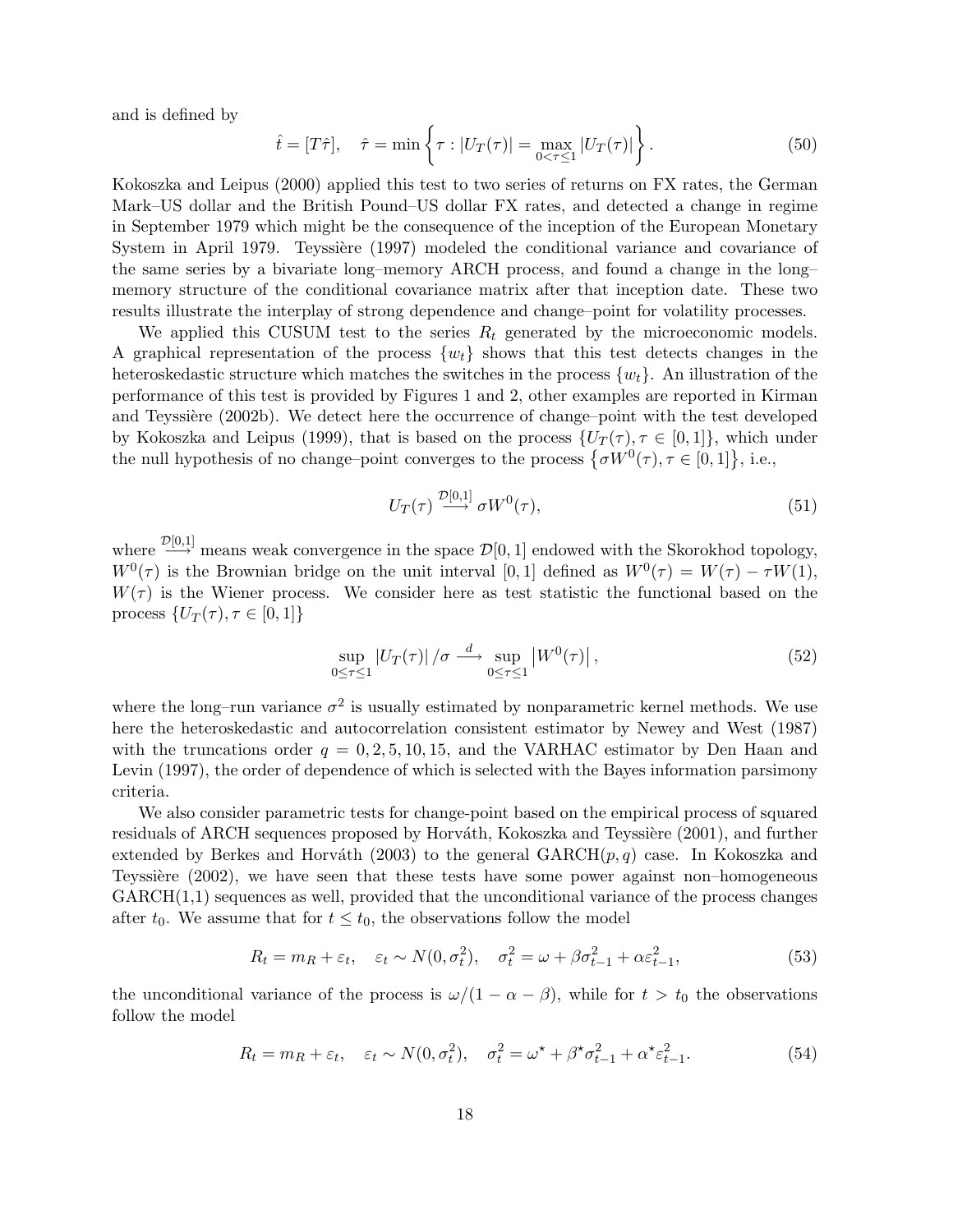and is defined by

$$\hat{t} = [T\hat{\tau}], \quad \hat{\tau} = \min\left\{\tau : |U_T(\tau)| = \max_{0<\tau\leq 1} |U_T(\tau)|\right\}. \tag{50}$$

Kokoszka and Leipus (2000) applied this test to two series of returns on FX rates, the German Mark–US dollar and the British Pound–US dollar FX rates, and detected a change in regime in September 1979 which might be the consequence of the inception of the European Monetary System in April 1979. Teyssière (1997) modeled the conditional variance and covariance of the same series by a bivariate long–memory ARCH process, and found a change in the long–memory structure of the conditional covariance matrix after that inception date. These two results illustrate the interplay of strong dependence and change–point for volatility processes.

We applied this CUSUM test to the series $R_t$ generated by the microeconomic models. A graphical representation of the process $\{w_t\}$ shows that this test detects changes in the heteroskedastic structure which matches the switches in the process $\{w_t\}$. An illustration of the performance of this test is provided by Figures 1 and 2, other examples are reported in Kirman and Teyssière (2002b). We detect here the occurrence of change–point with the test developed by Kokoszka and Leipus (1999), that is based on the process $\{U_T(\tau), \tau \in [0,1]\}$, which under the null hypothesis of no change–point converges to the process $\{\sigma W^0(\tau), \tau \in [0,1]\}$, i.e.,

$$U_T(\tau) \xrightarrow{\mathcal{D}[0,1]} \sigma W^0(\tau), \tag{51}$$

where $\xrightarrow{\mathcal{D}[0,1]}$ means weak convergence in the space $\mathcal{D}[0,1]$ endowed with the Skorokhod topology, $W^0(\tau)$ is the Brownian bridge on the unit interval $[0,1]$ defined as $W^0(\tau) = W(\tau) - \tau W(1)$, $W(\tau)$ is the Wiener process. We consider here as test statistic the functional based on the process $\{U_T(\tau), \tau \in [0,1]\}$

$$\sup_{0\leq\tau\leq 1} |U_T(\tau)| / \sigma \xrightarrow{d} \sup_{0\leq\tau\leq 1} \left|W^0(\tau)\right|, \tag{52}$$

where the long–run variance $\sigma^2$ is usually estimated by nonparametric kernel methods. We use here the heteroskedastic and autocorrelation consistent estimator by Newey and West (1987) with the truncations order $q = 0, 2, 5, 10, 15$, and the VARHAC estimator by Den Haan and Levin (1997), the order of dependence of which is selected with the Bayes information parsimony criteria.

We also consider parametric tests for change-point based on the empirical process of squared residuals of ARCH sequences proposed by Horváth, Kokoszka and Teyssière (2001), and further extended by Berkes and Horváth (2003) to the general GARCH$(p,q)$ case. In Kokoszka and Teyssière (2002), we have seen that these tests have some power against non–homogeneous GARCH(1,1) sequences as well, provided that the unconditional variance of the process changes after $t_0$. We assume that for $t \leq t_0$, the observations follow the model

$$R_t = m_R + \varepsilon_t, \quad \varepsilon_t \sim N(0, \sigma_t^2), \quad \sigma_t^2 = \omega + \beta\sigma_{t-1}^2 + \alpha\varepsilon_{t-1}^2, \tag{53}$$

the unconditional variance of the process is $\omega/(1-\alpha-\beta)$, while for $t > t_0$ the observations follow the model

$$R_t = m_R + \varepsilon_t, \quad \varepsilon_t \sim N(0, \sigma_t^2), \quad \sigma_t^2 = \omega^\star + \beta^\star\sigma_{t-1}^2 + \alpha^\star\varepsilon_{t-1}^2. \tag{54}$$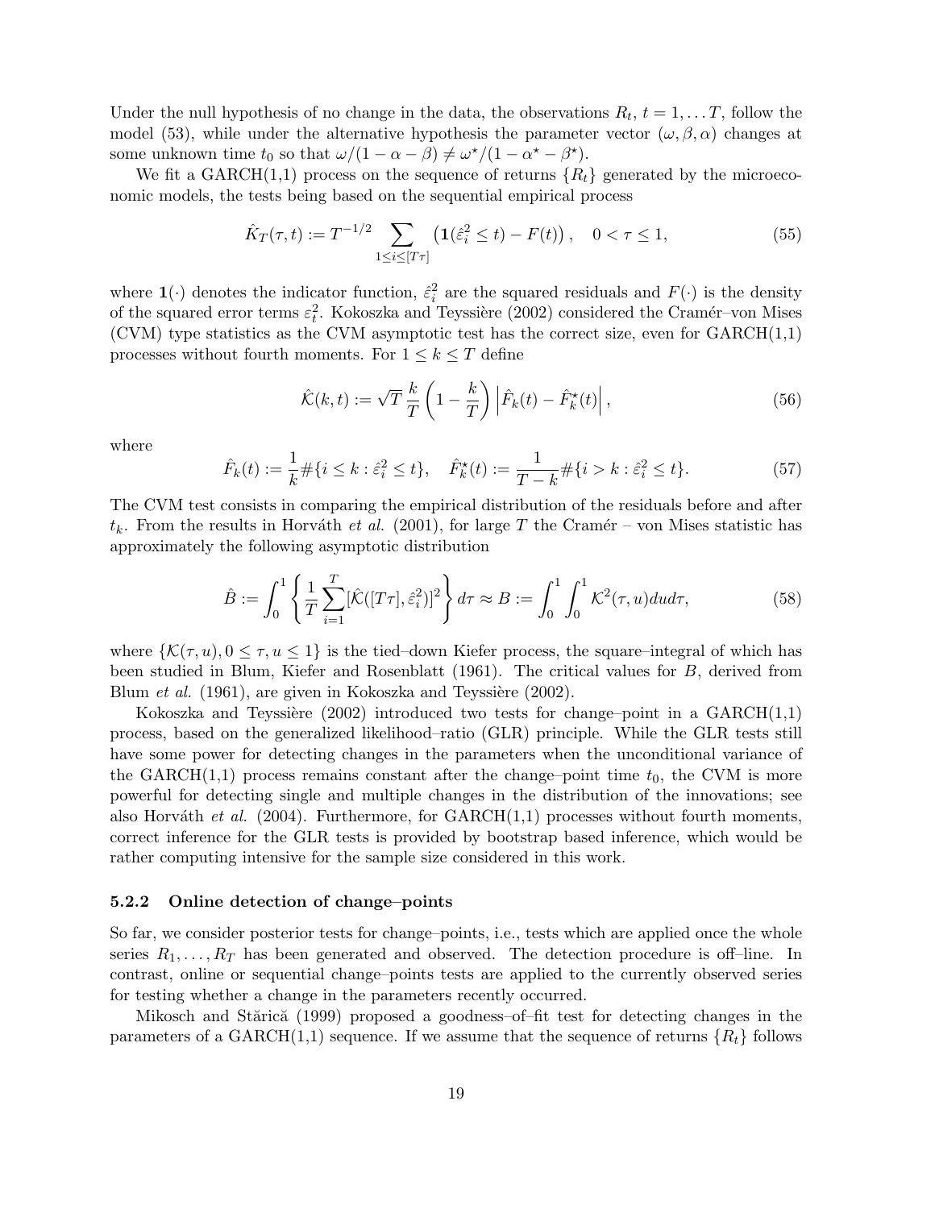Under the null hypothesis of no change in the data, the observations $R_t$, $t = 1, \ldots T$, follow the model (53), while under the alternative hypothesis the parameter vector $(\omega, \beta, \alpha)$ changes at some unknown time $t_0$ so that $\omega/(1-\alpha-\beta) \neq \omega^\star/(1-\alpha^\star-\beta^\star)$.

We fit a GARCH(1,1) process on the sequence of returns $\{R_t\}$ generated by the microeconomic models, the tests being based on the sequential empirical process

$$\hat{K}_T(\tau, t) := T^{-1/2} \sum_{1 \leq i \leq [T\tau]} \left( \mathbf{1}(\hat{\varepsilon}_i^2 \leq t) - F(t) \right), \quad 0 < \tau \leq 1, \tag{55}$$

where $\mathbf{1}(\cdot)$ denotes the indicator function, $\hat{\varepsilon}_i^2$ are the squared residuals and $F(\cdot)$ is the density of the squared error terms $\varepsilon_t^2$. Kokoszka and Teyssière (2002) considered the Cramér–von Mises (CVM) type statistics as the CVM asymptotic test has the correct size, even for GARCH(1,1) processes without fourth moments. For $1 \leq k \leq T$ define

$$\hat{\mathcal{K}}(k, t) := \sqrt{T} \frac{k}{T} \left( 1 - \frac{k}{T} \right) \left| \hat{F}_k(t) - \hat{F}_k^\star(t) \right|, \tag{56}$$

where

$$\hat{F}_k(t) := \frac{1}{k} \#\{i \leq k : \hat{\varepsilon}_i^2 \leq t\}, \quad \hat{F}_k^\star(t) := \frac{1}{T-k} \#\{i > k : \hat{\varepsilon}_i^2 \leq t\}. \tag{57}$$

The CVM test consists in comparing the empirical distribution of the residuals before and after $t_k$. From the results in Horváth *et al.* (2001), for large $T$ the Cramér – von Mises statistic has approximately the following asymptotic distribution

$$\hat{B} := \int_0^1 \left\{ \frac{1}{T} \sum_{i=1}^T [\hat{\mathcal{K}}([T\tau], \hat{\varepsilon}_i^2)]^2 \right\} d\tau \approx B := \int_0^1 \int_0^1 \mathcal{K}^2(\tau, u) du d\tau, \tag{58}$$

where $\{\mathcal{K}(\tau, u), 0 \leq \tau, u \leq 1\}$ is the tied–down Kiefer process, the square–integral of which has been studied in Blum, Kiefer and Rosenblatt (1961). The critical values for $B$, derived from Blum *et al.* (1961), are given in Kokoszka and Teyssière (2002).

Kokoszka and Teyssière (2002) introduced two tests for change–point in a GARCH(1,1) process, based on the generalized likelihood–ratio (GLR) principle. While the GLR tests still have some power for detecting changes in the parameters when the unconditional variance of the GARCH(1,1) process remains constant after the change–point time $t_0$, the CVM is more powerful for detecting single and multiple changes in the distribution of the innovations; see also Horváth *et al.* (2004). Furthermore, for GARCH(1,1) processes without fourth moments, correct inference for the GLR tests is provided by bootstrap based inference, which would be rather computing intensive for the sample size considered in this work.

### 5.2.2 Online detection of change–points

So far, we consider posterior tests for change–points, i.e., tests which are applied once the whole series $R_1, \ldots, R_T$ has been generated and observed. The detection procedure is off–line. In contrast, online or sequential change–points tests are applied to the currently observed series for testing whether a change in the parameters recently occurred.

Mikosch and Stărică (1999) proposed a goodness–of–fit test for detecting changes in the parameters of a GARCH(1,1) sequence. If we assume that the sequence of returns $\{R_t\}$ follows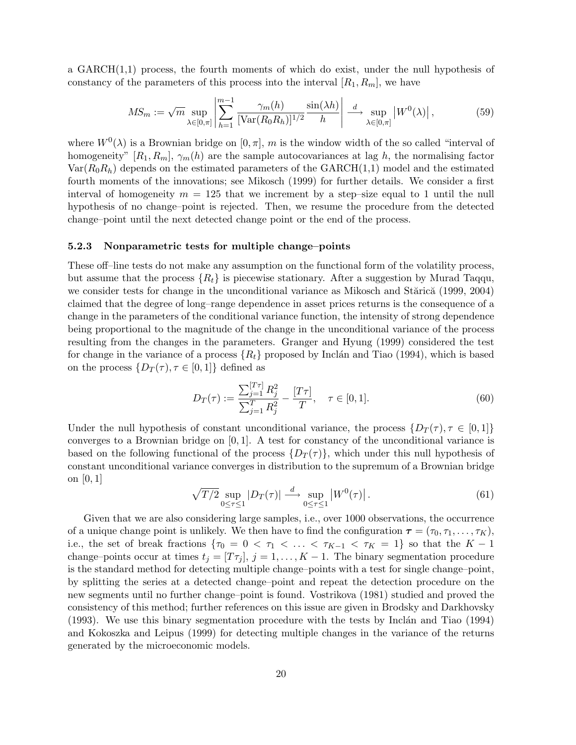a GARCH(1,1) process, the fourth moments of which do exist, under the null hypothesis of constancy of the parameters of this process into the interval $[R_1, R_m]$, we have

$$MS_m := \sqrt{m} \sup_{\lambda \in [0,\pi]} \left| \sum_{h=1}^{m-1} \frac{\gamma_m(h)}{[\text{Var}(R_0 R_h)]^{1/2}} \frac{\sin(\lambda h)}{h} \right| \xrightarrow{d} \sup_{\lambda \in [0,\pi]} \left| W^0(\lambda) \right|, \tag{59}$$

where $W^0(\lambda)$ is a Brownian bridge on $[0, \pi]$, $m$ is the window width of the so called "interval of homogeneity" $[R_1, R_m]$, $\gamma_m(h)$ are the sample autocovariances at lag $h$, the normalising factor $\text{Var}(R_0 R_h)$ depends on the estimated parameters of the GARCH(1,1) model and the estimated fourth moments of the innovations; see Mikosch (1999) for further details. We consider a first interval of homogeneity $m = 125$ that we increment by a step–size equal to 1 until the null hypothesis of no change–point is rejected. Then, we resume the procedure from the detected change–point until the next detected change point or the end of the process.

### 5.2.3 Nonparametric tests for multiple change–points

These off–line tests do not make any assumption on the functional form of the volatility process, but assume that the process $\{R_t\}$ is piecewise stationary. After a suggestion by Murad Taqqu, we consider tests for change in the unconditional variance as Mikosch and Stărică (1999, 2004) claimed that the degree of long–range dependence in asset prices returns is the consequence of a change in the parameters of the conditional variance function, the intensity of strong dependence being proportional to the magnitude of the change in the unconditional variance of the process resulting from the changes in the parameters. Granger and Hyung (1999) considered the test for change in the variance of a process $\{R_t\}$ proposed by Inclán and Tiao (1994), which is based on the process $\{D_T(\tau), \tau \in [0, 1]\}$ defined as

$$D_T(\tau) := \frac{\sum_{j=1}^{[T\tau]} R_j^2}{\sum_{j=1}^{T} R_j^2} - \frac{[T\tau]}{T}, \quad \tau \in [0, 1]. \tag{60}$$

Under the null hypothesis of constant unconditional variance, the process $\{D_T(\tau), \tau \in [0, 1]\}$ converges to a Brownian bridge on $[0, 1]$. A test for constancy of the unconditional variance is based on the following functional of the process $\{D_T(\tau)\}$, which under this null hypothesis of constant unconditional variance converges in distribution to the supremum of a Brownian bridge on $[0, 1]$

$$\sqrt{T/2} \sup_{0 \leq \tau \leq 1} |D_T(\tau)| \xrightarrow{d} \sup_{0 \leq \tau \leq 1} \left| W^0(\tau) \right|. \tag{61}$$

Given that we are also considering large samples, i.e., over 1000 observations, the occurrence of a unique change point is unlikely. We then have to find the configuration $\boldsymbol{\tau} = (\tau_0, \tau_1, \ldots, \tau_K)$, i.e., the set of break fractions $\{\tau_0 = 0 < \tau_1 < \ldots < \tau_{K-1} < \tau_K = 1\}$ so that the $K - 1$ change–points occur at times $t_j = [T\tau_j]$, $j = 1, \ldots, K - 1$. The binary segmentation procedure is the standard method for detecting multiple change–points with a test for single change–point, by splitting the series at a detected change–point and repeat the detection procedure on the new segments until no further change–point is found. Vostrikova (1981) studied and proved the consistency of this method; further references on this issue are given in Brodsky and Darkhovsky (1993). We use this binary segmentation procedure with the tests by Inclán and Tiao (1994) and Kokoszka and Leipus (1999) for detecting multiple changes in the variance of the returns generated by the microeconomic models.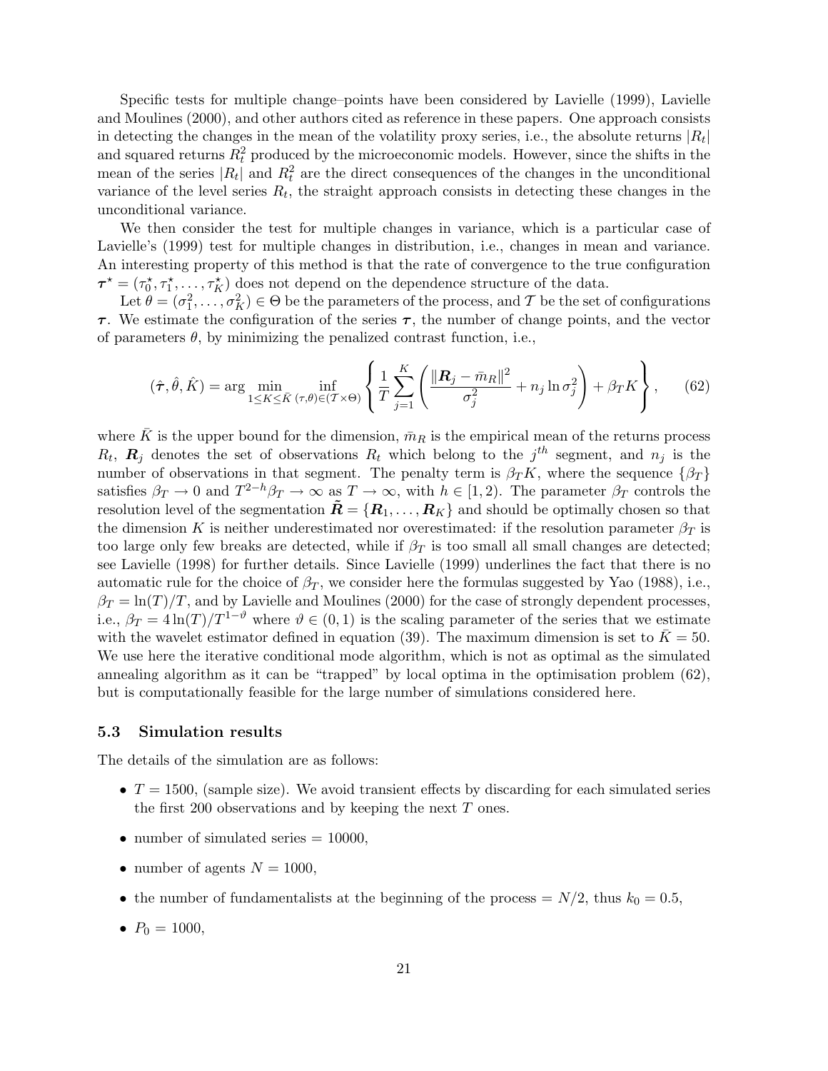Specific tests for multiple change–points have been considered by Lavielle (1999), Lavielle and Moulines (2000), and other authors cited as reference in these papers. One approach consists in detecting the changes in the mean of the volatility proxy series, i.e., the absolute returns $|R_t|$ and squared returns $R_t^2$ produced by the microeconomic models. However, since the shifts in the mean of the series $|R_t|$ and $R_t^2$ are the direct consequences of the changes in the unconditional variance of the level series $R_t$, the straight approach consists in detecting these changes in the unconditional variance.

We then consider the test for multiple changes in variance, which is a particular case of Lavielle's (1999) test for multiple changes in distribution, i.e., changes in mean and variance. An interesting property of this method is that the rate of convergence to the true configuration $\boldsymbol{\tau}^\star = (\tau_0^\star, \tau_1^\star, \ldots, \tau_K^\star)$ does not depend on the dependence structure of the data.

Let $\theta = (\sigma_1^2, \ldots, \sigma_K^2) \in \Theta$ be the parameters of the process, and $\mathcal{T}$ be the set of configurations $\boldsymbol{\tau}$. We estimate the configuration of the series $\boldsymbol{\tau}$, the number of change points, and the vector of parameters $\theta$, by minimizing the penalized contrast function, i.e.,

$$(\hat{\boldsymbol{\tau}}, \hat{\theta}, \hat{K}) = \arg \min_{1 \leq K \leq \bar{K}} \inf_{(\tau,\theta) \in (\mathcal{T} \times \Theta)} \left\{ \frac{1}{T} \sum_{j=1}^{K} \left( \frac{\|\boldsymbol{R}_j - \bar{m}_R\|^2}{\sigma_j^2} + n_j \ln \sigma_j^2 \right) + \beta_T K \right\}, \tag{62}$$

where $\bar{K}$ is the upper bound for the dimension, $\bar{m}_R$ is the empirical mean of the returns process $R_t$, $\boldsymbol{R}_j$ denotes the set of observations $R_t$ which belong to the $j^{th}$ segment, and $n_j$ is the number of observations in that segment. The penalty term is $\beta_T K$, where the sequence $\{\beta_T\}$ satisfies $\beta_T \to 0$ and $T^{2-h}\beta_T \to \infty$ as $T \to \infty$, with $h \in [1, 2)$. The parameter $\beta_T$ controls the resolution level of the segmentation $\tilde{\boldsymbol{R}} = \{\boldsymbol{R}_1, \ldots, \boldsymbol{R}_K\}$ and should be optimally chosen so that the dimension $K$ is neither underestimated nor overestimated: if the resolution parameter $\beta_T$ is too large only few breaks are detected, while if $\beta_T$ is too small all small changes are detected; see Lavielle (1998) for further details. Since Lavielle (1999) underlines the fact that there is no automatic rule for the choice of $\beta_T$, we consider here the formulas suggested by Yao (1988), i.e., $\beta_T = \ln(T)/T$, and by Lavielle and Moulines (2000) for the case of strongly dependent processes, i.e., $\beta_T = 4\ln(T)/T^{1-\vartheta}$ where $\vartheta \in (0, 1)$ is the scaling parameter of the series that we estimate with the wavelet estimator defined in equation (39). The maximum dimension is set to $\bar{K} = 50$. We use here the iterative conditional mode algorithm, which is not as optimal as the simulated annealing algorithm as it can be "trapped" by local optima in the optimisation problem (62), but is computationally feasible for the large number of simulations considered here.

### 5.3 Simulation results

The details of the simulation are as follows:

- $T = 1500$, (sample size). We avoid transient effects by discarding for each simulated series the first 200 observations and by keeping the next $T$ ones.
- number of simulated series = 10000,
- number of agents $N = 1000$,
- the number of fundamentalists at the beginning of the process = $N/2$, thus $k_0 = 0.5$,
- $P_0 = 1000$,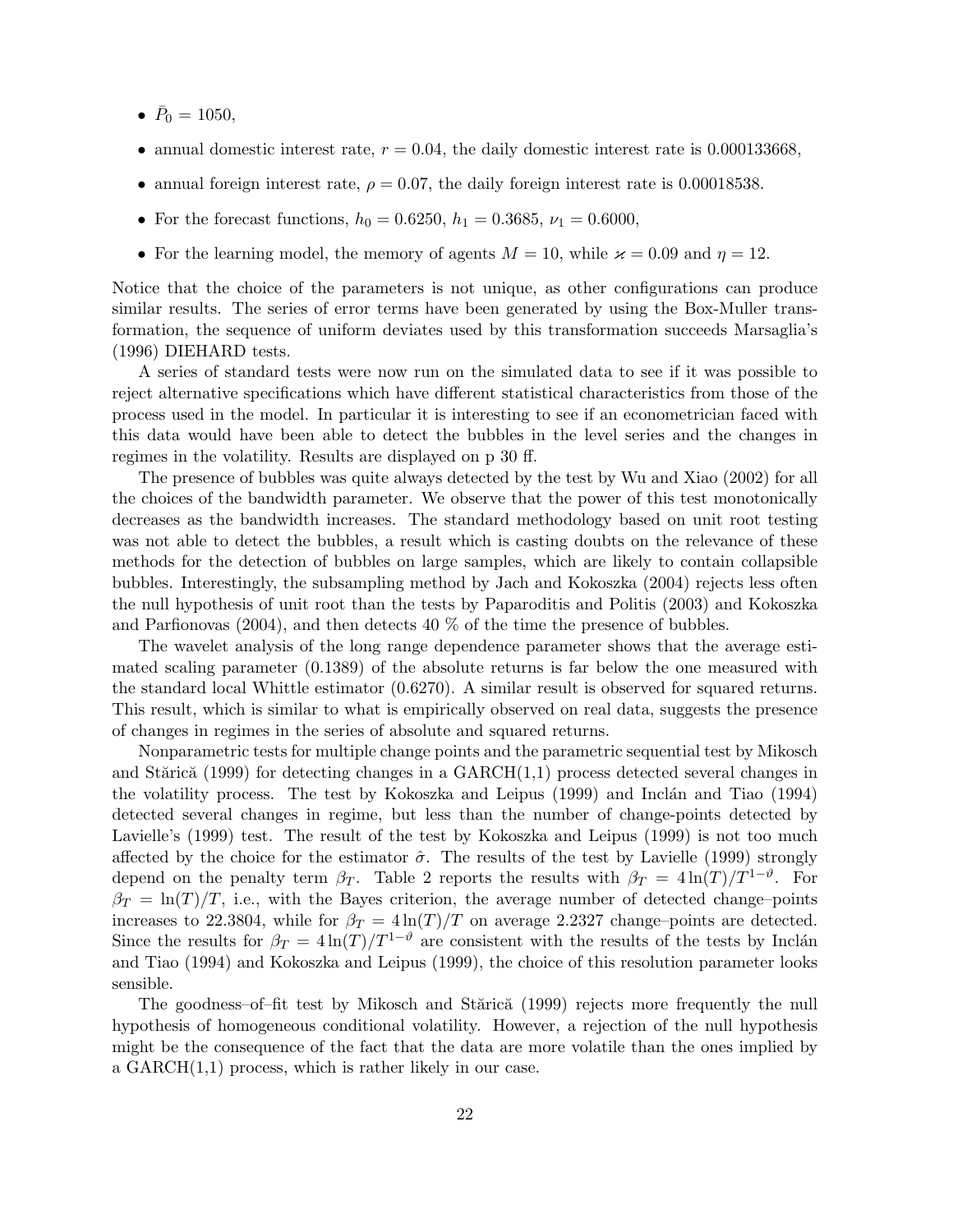- $\bar{P}_0 = 1050$,
- annual domestic interest rate, $r = 0.04$, the daily domestic interest rate is 0.000133668,
- annual foreign interest rate, $\rho = 0.07$, the daily foreign interest rate is 0.00018538.
- For the forecast functions, $h_0 = 0.6250$, $h_1 = 0.3685$, $\nu_1 = 0.6000$,
- For the learning model, the memory of agents $M = 10$, while $\varkappa = 0.09$ and $\eta = 12$.

Notice that the choice of the parameters is not unique, as other configurations can produce similar results. The series of error terms have been generated by using the Box-Muller transformation, the sequence of uniform deviates used by this transformation succeeds Marsaglia's (1996) DIEHARD tests.

A series of standard tests were now run on the simulated data to see if it was possible to reject alternative specifications which have different statistical characteristics from those of the process used in the model. In particular it is interesting to see if an econometrician faced with this data would have been able to detect the bubbles in the level series and the changes in regimes in the volatility. Results are displayed on p 30 ff.

The presence of bubbles was quite always detected by the test by Wu and Xiao (2002) for all the choices of the bandwidth parameter. We observe that the power of this test monotonically decreases as the bandwidth increases. The standard methodology based on unit root testing was not able to detect the bubbles, a result which is casting doubts on the relevance of these methods for the detection of bubbles on large samples, which are likely to contain collapsible bubbles. Interestingly, the subsampling method by Jach and Kokoszka (2004) rejects less often the null hypothesis of unit root than the tests by Paparoditis and Politis (2003) and Kokoszka and Parfionovas (2004), and then detects 40 % of the time the presence of bubbles.

The wavelet analysis of the long range dependence parameter shows that the average estimated scaling parameter (0.1389) of the absolute returns is far below the one measured with the standard local Whittle estimator (0.6270). A similar result is observed for squared returns. This result, which is similar to what is empirically observed on real data, suggests the presence of changes in regimes in the series of absolute and squared returns.

Nonparametric tests for multiple change points and the parametric sequential test by Mikosch and Stărică (1999) for detecting changes in a GARCH(1,1) process detected several changes in the volatility process. The test by Kokoszka and Leipus (1999) and Inclán and Tiao (1994) detected several changes in regime, but less than the number of change-points detected by Lavielle's (1999) test. The result of the test by Kokoszka and Leipus (1999) is not too much affected by the choice for the estimator $\hat{\sigma}$. The results of the test by Lavielle (1999) strongly depend on the penalty term $\beta_T$. Table 2 reports the results with $\beta_T = 4\ln(T)/T^{1-\vartheta}$. For $\beta_T = \ln(T)/T$, i.e., with the Bayes criterion, the average number of detected change–points increases to 22.3804, while for $\beta_T = 4\ln(T)/T$ on average 2.2327 change–points are detected. Since the results for $\beta_T = 4\ln(T)/T^{1-\vartheta}$ are consistent with the results of the tests by Inclán and Tiao (1994) and Kokoszka and Leipus (1999), the choice of this resolution parameter looks sensible.

The goodness–of–fit test by Mikosch and Stărică (1999) rejects more frequently the null hypothesis of homogeneous conditional volatility. However, a rejection of the null hypothesis might be the consequence of the fact that the data are more volatile than the ones implied by a GARCH(1,1) process, which is rather likely in our case.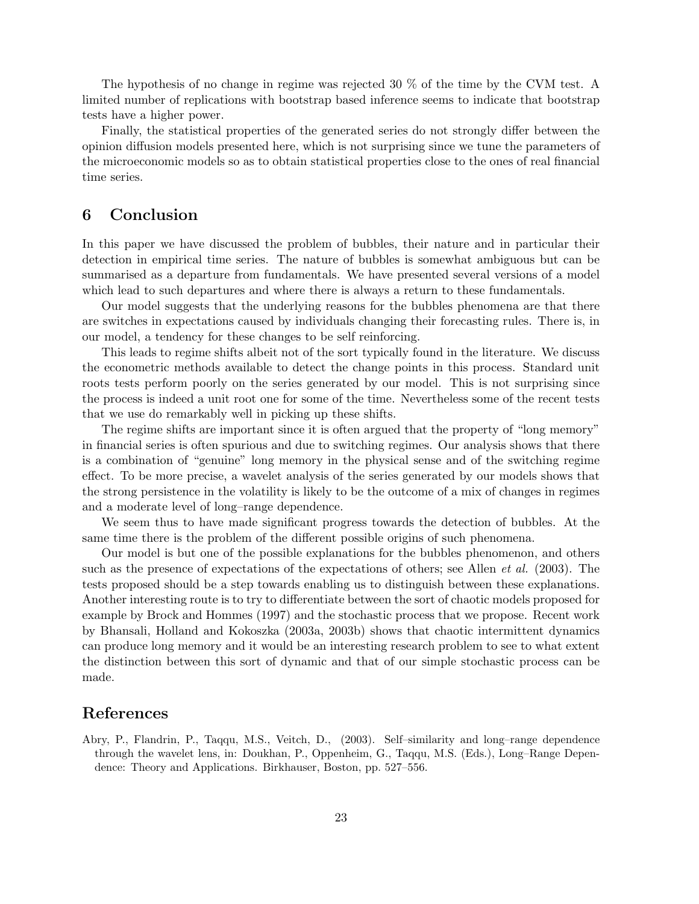The hypothesis of no change in regime was rejected 30 % of the time by the CVM test. A limited number of replications with bootstrap based inference seems to indicate that bootstrap tests have a higher power.

Finally, the statistical properties of the generated series do not strongly differ between the opinion diffusion models presented here, which is not surprising since we tune the parameters of the microeconomic models so as to obtain statistical properties close to the ones of real financial time series.

## 6 Conclusion

In this paper we have discussed the problem of bubbles, their nature and in particular their detection in empirical time series. The nature of bubbles is somewhat ambiguous but can be summarised as a departure from fundamentals. We have presented several versions of a model which lead to such departures and where there is always a return to these fundamentals.

Our model suggests that the underlying reasons for the bubbles phenomena are that there are switches in expectations caused by individuals changing their forecasting rules. There is, in our model, a tendency for these changes to be self reinforcing.

This leads to regime shifts albeit not of the sort typically found in the literature. We discuss the econometric methods available to detect the change points in this process. Standard unit roots tests perform poorly on the series generated by our model. This is not surprising since the process is indeed a unit root one for some of the time. Nevertheless some of the recent tests that we use do remarkably well in picking up these shifts.

The regime shifts are important since it is often argued that the property of "long memory" in financial series is often spurious and due to switching regimes. Our analysis shows that there is a combination of "genuine" long memory in the physical sense and of the switching regime effect. To be more precise, a wavelet analysis of the series generated by our models shows that the strong persistence in the volatility is likely to be the outcome of a mix of changes in regimes and a moderate level of long–range dependence.

We seem thus to have made significant progress towards the detection of bubbles. At the same time there is the problem of the different possible origins of such phenomena.

Our model is but one of the possible explanations for the bubbles phenomenon, and others such as the presence of expectations of the expectations of others; see Allen *et al.* (2003). The tests proposed should be a step towards enabling us to distinguish between these explanations. Another interesting route is to try to differentiate between the sort of chaotic models proposed for example by Brock and Hommes (1997) and the stochastic process that we propose. Recent work by Bhansali, Holland and Kokoszka (2003a, 2003b) shows that chaotic intermittent dynamics can produce long memory and it would be an interesting research problem to see to what extent the distinction between this sort of dynamic and that of our simple stochastic process can be made.

## References

Abry, P., Flandrin, P., Taqqu, M.S., Veitch, D., (2003). Self–similarity and long–range dependence through the wavelet lens, in: Doukhan, P., Oppenheim, G., Taqqu, M.S. (Eds.), Long–Range Dependence: Theory and Applications. Birkhauser, Boston, pp. 527–556.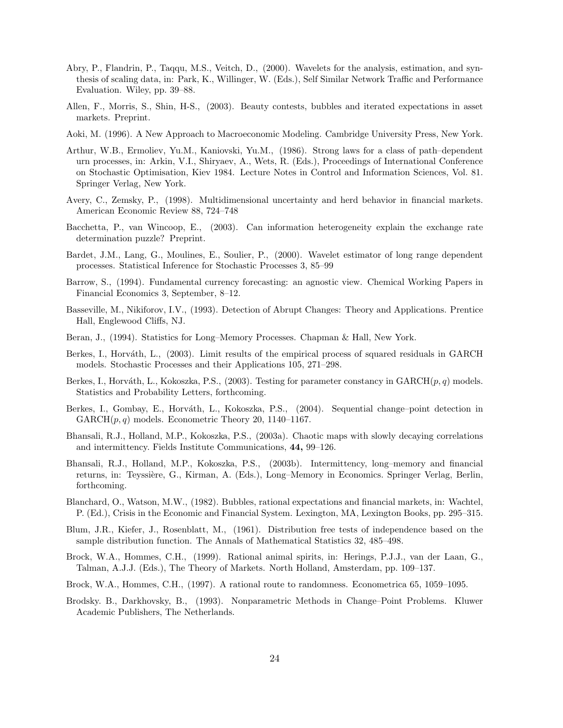Abry, P., Flandrin, P., Taqqu, M.S., Veitch, D., (2000). Wavelets for the analysis, estimation, and synthesis of scaling data, in: Park, K., Willinger, W. (Eds.), Self Similar Network Traffic and Performance Evaluation. Wiley, pp. 39–88.

Allen, F., Morris, S., Shin, H-S., (2003). Beauty contests, bubbles and iterated expectations in asset markets. Preprint.

Aoki, M. (1996). A New Approach to Macroeconomic Modeling. Cambridge University Press, New York.

Arthur, W.B., Ermoliev, Yu.M., Kaniovski, Yu.M., (1986). Strong laws for a class of path–dependent urn processes, in: Arkin, V.I., Shiryaev, A., Wets, R. (Eds.), Proceedings of International Conference on Stochastic Optimisation, Kiev 1984. Lecture Notes in Control and Information Sciences, Vol. 81. Springer Verlag, New York.

Avery, C., Zemsky, P., (1998). Multidimensional uncertainty and herd behavior in financial markets. American Economic Review 88, 724–748

Bacchetta, P., van Wincoop, E., (2003). Can information heterogeneity explain the exchange rate determination puzzle? Preprint.

Bardet, J.M., Lang, G., Moulines, E., Soulier, P., (2000). Wavelet estimator of long range dependent processes. Statistical Inference for Stochastic Processes 3, 85–99

Barrow, S., (1994). Fundamental currency forecasting: an agnostic view. Chemical Working Papers in Financial Economics 3, September, 8–12.

Basseville, M., Nikiforov, I.V., (1993). Detection of Abrupt Changes: Theory and Applications. Prentice Hall, Englewood Cliffs, NJ.

Beran, J., (1994). Statistics for Long–Memory Processes. Chapman & Hall, New York.

Berkes, I., Horváth, L., (2003). Limit results of the empirical process of squared residuals in GARCH models. Stochastic Processes and their Applications 105, 271–298.

Berkes, I., Horváth, L., Kokoszka, P.S., (2003). Testing for parameter constancy in GARCH$(p, q)$ models. Statistics and Probability Letters, forthcoming.

Berkes, I., Gombay, E., Horváth, L., Kokoszka, P.S., (2004). Sequential change–point detection in GARCH$(p, q)$ models. Econometric Theory 20, 1140–1167.

Bhansali, R.J., Holland, M.P., Kokoszka, P.S., (2003a). Chaotic maps with slowly decaying correlations and intermittency. Fields Institute Communications, **44,** 99–126.

Bhansali, R.J., Holland, M.P., Kokoszka, P.S., (2003b). Intermittency, long–memory and financial returns, in: Teyssière, G., Kirman, A. (Eds.), Long–Memory in Economics. Springer Verlag, Berlin, forthcoming.

Blanchard, O., Watson, M.W., (1982). Bubbles, rational expectations and financial markets, in: Wachtel, P. (Ed.), Crisis in the Economic and Financial System. Lexington, MA, Lexington Books, pp. 295–315.

Blum, J.R., Kiefer, J., Rosenblatt, M., (1961). Distribution free tests of independence based on the sample distribution function. The Annals of Mathematical Statistics 32, 485–498.

Brock, W.A., Hommes, C.H., (1999). Rational animal spirits, in: Herings, P.J.J., van der Laan, G., Talman, A.J.J. (Eds.), The Theory of Markets. North Holland, Amsterdam, pp. 109–137.

Brock, W.A., Hommes, C.H., (1997). A rational route to randomness. Econometrica 65, 1059–1095.

Brodsky. B., Darkhovsky, B., (1993). Nonparametric Methods in Change–Point Problems. Kluwer Academic Publishers, The Netherlands.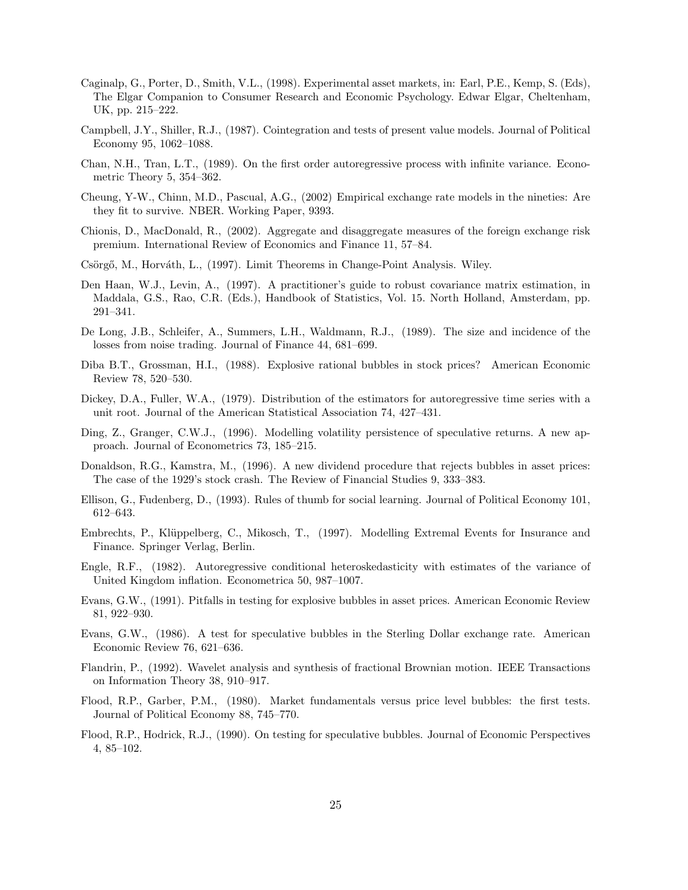Caginalp, G., Porter, D., Smith, V.L., (1998). Experimental asset markets, in: Earl, P.E., Kemp, S. (Eds), The Elgar Companion to Consumer Research and Economic Psychology. Edwar Elgar, Cheltenham, UK, pp. 215–222.

Campbell, J.Y., Shiller, R.J., (1987). Cointegration and tests of present value models. Journal of Political Economy 95, 1062–1088.

Chan, N.H., Tran, L.T., (1989). On the first order autoregressive process with infinite variance. Econometric Theory 5, 354–362.

Cheung, Y-W., Chinn, M.D., Pascual, A.G., (2002) Empirical exchange rate models in the nineties: Are they fit to survive. NBER. Working Paper, 9393.

Chionis, D., MacDonald, R., (2002). Aggregate and disaggregate measures of the foreign exchange risk premium. International Review of Economics and Finance 11, 57–84.

Csörgő, M., Horváth, L., (1997). Limit Theorems in Change-Point Analysis. Wiley.

Den Haan, W.J., Levin, A., (1997). A practitioner's guide to robust covariance matrix estimation, in Maddala, G.S., Rao, C.R. (Eds.), Handbook of Statistics, Vol. 15. North Holland, Amsterdam, pp. 291–341.

De Long, J.B., Schleifer, A., Summers, L.H., Waldmann, R.J., (1989). The size and incidence of the losses from noise trading. Journal of Finance 44, 681–699.

Diba B.T., Grossman, H.I., (1988). Explosive rational bubbles in stock prices? American Economic Review 78, 520–530.

Dickey, D.A., Fuller, W.A., (1979). Distribution of the estimators for autoregressive time series with a unit root. Journal of the American Statistical Association 74, 427–431.

Ding, Z., Granger, C.W.J., (1996). Modelling volatility persistence of speculative returns. A new approach. Journal of Econometrics 73, 185–215.

Donaldson, R.G., Kamstra, M., (1996). A new dividend procedure that rejects bubbles in asset prices: The case of the 1929's stock crash. The Review of Financial Studies 9, 333–383.

Ellison, G., Fudenberg, D., (1993). Rules of thumb for social learning. Journal of Political Economy 101, 612–643.

Embrechts, P., Klüppelberg, C., Mikosch, T., (1997). Modelling Extremal Events for Insurance and Finance. Springer Verlag, Berlin.

Engle, R.F., (1982). Autoregressive conditional heteroskedasticity with estimates of the variance of United Kingdom inflation. Econometrica 50, 987–1007.

Evans, G.W., (1991). Pitfalls in testing for explosive bubbles in asset prices. American Economic Review 81, 922–930.

Evans, G.W., (1986). A test for speculative bubbles in the Sterling Dollar exchange rate. American Economic Review 76, 621–636.

Flandrin, P., (1992). Wavelet analysis and synthesis of fractional Brownian motion. IEEE Transactions on Information Theory 38, 910–917.

Flood, R.P., Garber, P.M., (1980). Market fundamentals versus price level bubbles: the first tests. Journal of Political Economy 88, 745–770.

Flood, R.P., Hodrick, R.J., (1990). On testing for speculative bubbles. Journal of Economic Perspectives 4, 85–102.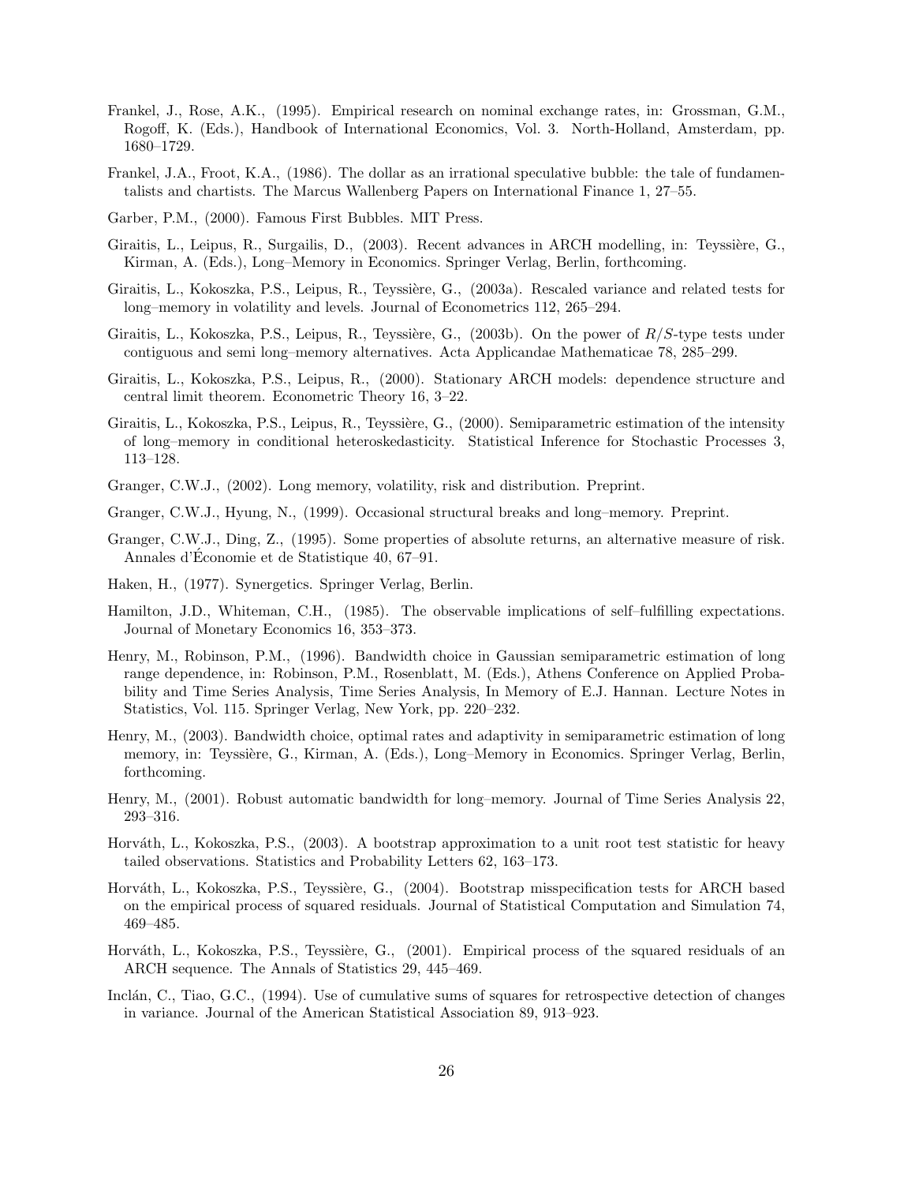Frankel, J., Rose, A.K., (1995). Empirical research on nominal exchange rates, in: Grossman, G.M., Rogoff, K. (Eds.), Handbook of International Economics, Vol. 3. North-Holland, Amsterdam, pp. 1680–1729.

Frankel, J.A., Froot, K.A., (1986). The dollar as an irrational speculative bubble: the tale of fundamentalists and chartists. The Marcus Wallenberg Papers on International Finance 1, 27–55.

Garber, P.M., (2000). Famous First Bubbles. MIT Press.

Giraitis, L., Leipus, R., Surgailis, D., (2003). Recent advances in ARCH modelling, in: Teyssière, G., Kirman, A. (Eds.), Long–Memory in Economics. Springer Verlag, Berlin, forthcoming.

Giraitis, L., Kokoszka, P.S., Leipus, R., Teyssière, G., (2003a). Rescaled variance and related tests for long–memory in volatility and levels. Journal of Econometrics 112, 265–294.

Giraitis, L., Kokoszka, P.S., Leipus, R., Teyssière, G., (2003b). On the power of $R/S$-type tests under contiguous and semi long–memory alternatives. Acta Applicandae Mathematicae 78, 285–299.

Giraitis, L., Kokoszka, P.S., Leipus, R., (2000). Stationary ARCH models: dependence structure and central limit theorem. Econometric Theory 16, 3–22.

Giraitis, L., Kokoszka, P.S., Leipus, R., Teyssière, G., (2000). Semiparametric estimation of the intensity of long–memory in conditional heteroskedasticity. Statistical Inference for Stochastic Processes 3, 113–128.

Granger, C.W.J., (2002). Long memory, volatility, risk and distribution. Preprint.

Granger, C.W.J., Hyung, N., (1999). Occasional structural breaks and long–memory. Preprint.

Granger, C.W.J., Ding, Z., (1995). Some properties of absolute returns, an alternative measure of risk. Annales d'Économie et de Statistique 40, 67–91.

Haken, H., (1977). Synergetics. Springer Verlag, Berlin.

Hamilton, J.D., Whiteman, C.H., (1985). The observable implications of self–fulfilling expectations. Journal of Monetary Economics 16, 353–373.

Henry, M., Robinson, P.M., (1996). Bandwidth choice in Gaussian semiparametric estimation of long range dependence, in: Robinson, P.M., Rosenblatt, M. (Eds.), Athens Conference on Applied Probability and Time Series Analysis, Time Series Analysis, In Memory of E.J. Hannan. Lecture Notes in Statistics, Vol. 115. Springer Verlag, New York, pp. 220–232.

Henry, M., (2003). Bandwidth choice, optimal rates and adaptivity in semiparametric estimation of long memory, in: Teyssière, G., Kirman, A. (Eds.), Long–Memory in Economics. Springer Verlag, Berlin, forthcoming.

Henry, M., (2001). Robust automatic bandwidth for long–memory. Journal of Time Series Analysis 22, 293–316.

Horváth, L., Kokoszka, P.S., (2003). A bootstrap approximation to a unit root test statistic for heavy tailed observations. Statistics and Probability Letters 62, 163–173.

Horváth, L., Kokoszka, P.S., Teyssière, G., (2004). Bootstrap misspecification tests for ARCH based on the empirical process of squared residuals. Journal of Statistical Computation and Simulation 74, 469–485.

Horváth, L., Kokoszka, P.S., Teyssière, G., (2001). Empirical process of the squared residuals of an ARCH sequence. The Annals of Statistics 29, 445–469.

Inclán, C., Tiao, G.C., (1994). Use of cumulative sums of squares for retrospective detection of changes in variance. Journal of the American Statistical Association 89, 913–923.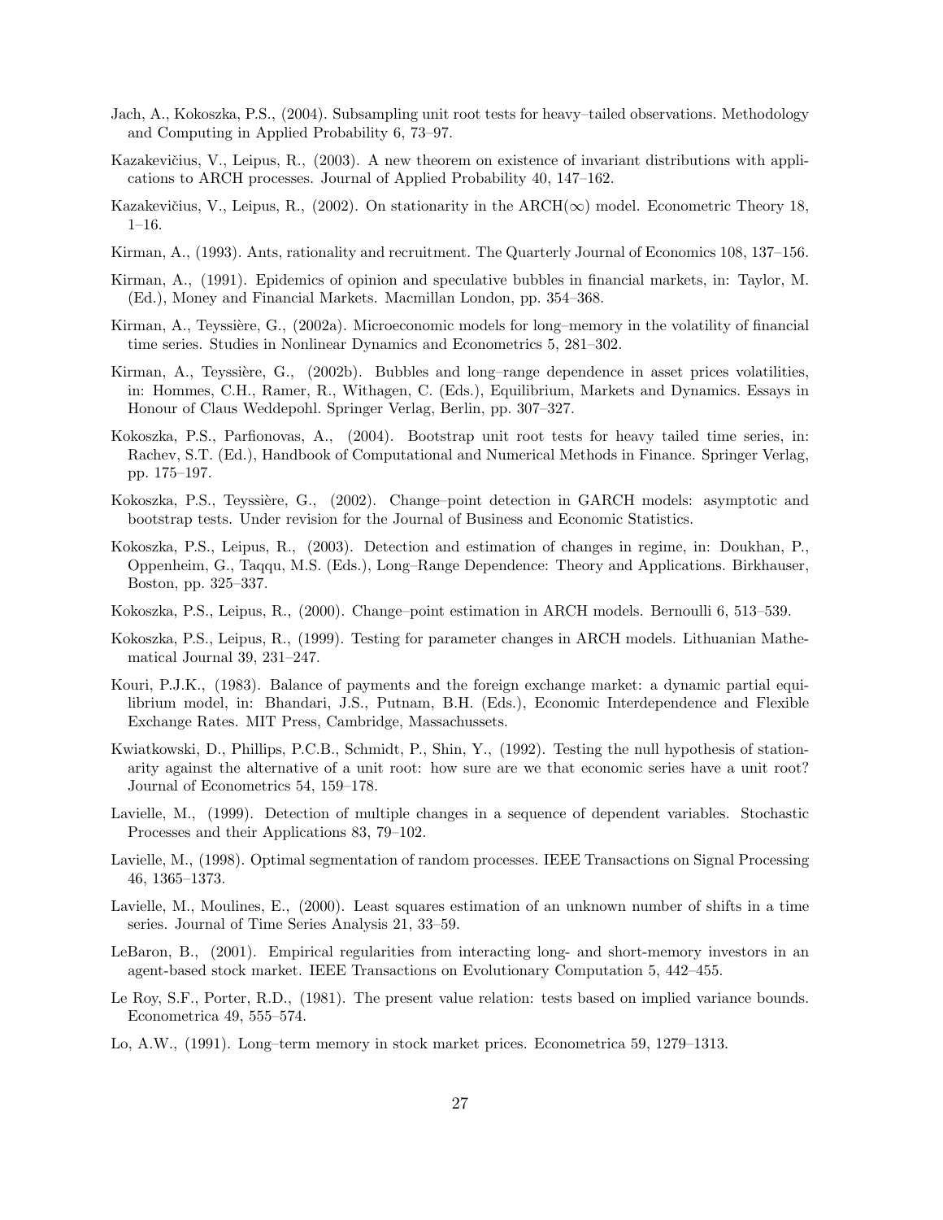Jach, A., Kokoszka, P.S., (2004). Subsampling unit root tests for heavy–tailed observations. Methodology and Computing in Applied Probability 6, 73–97.

Kazakevičius, V., Leipus, R., (2003). A new theorem on existence of invariant distributions with applications to ARCH processes. Journal of Applied Probability 40, 147–162.

Kazakevičius, V., Leipus, R., (2002). On stationarity in the ARCH($\infty$) model. Econometric Theory 18, 1–16.

Kirman, A., (1993). Ants, rationality and recruitment. The Quarterly Journal of Economics 108, 137–156.

Kirman, A., (1991). Epidemics of opinion and speculative bubbles in financial markets, in: Taylor, M. (Ed.), Money and Financial Markets. Macmillan London, pp. 354–368.

Kirman, A., Teyssière, G., (2002a). Microeconomic models for long–memory in the volatility of financial time series. Studies in Nonlinear Dynamics and Econometrics 5, 281–302.

Kirman, A., Teyssière, G., (2002b). Bubbles and long–range dependence in asset prices volatilities, in: Hommes, C.H., Ramer, R., Withagen, C. (Eds.), Equilibrium, Markets and Dynamics. Essays in Honour of Claus Weddepohl. Springer Verlag, Berlin, pp. 307–327.

Kokoszka, P.S., Parfionovas, A., (2004). Bootstrap unit root tests for heavy tailed time series, in: Rachev, S.T. (Ed.), Handbook of Computational and Numerical Methods in Finance. Springer Verlag, pp. 175–197.

Kokoszka, P.S., Teyssière, G., (2002). Change–point detection in GARCH models: asymptotic and bootstrap tests. Under revision for the Journal of Business and Economic Statistics.

Kokoszka, P.S., Leipus, R., (2003). Detection and estimation of changes in regime, in: Doukhan, P., Oppenheim, G., Taqqu, M.S. (Eds.), Long–Range Dependence: Theory and Applications. Birkhauser, Boston, pp. 325–337.

Kokoszka, P.S., Leipus, R., (2000). Change–point estimation in ARCH models. Bernoulli 6, 513–539.

Kokoszka, P.S., Leipus, R., (1999). Testing for parameter changes in ARCH models. Lithuanian Mathematical Journal 39, 231–247.

Kouri, P.J.K., (1983). Balance of payments and the foreign exchange market: a dynamic partial equilibrium model, in: Bhandari, J.S., Putnam, B.H. (Eds.), Economic Interdependence and Flexible Exchange Rates. MIT Press, Cambridge, Massachussets.

Kwiatkowski, D., Phillips, P.C.B., Schmidt, P., Shin, Y., (1992). Testing the null hypothesis of stationarity against the alternative of a unit root: how sure are we that economic series have a unit root? Journal of Econometrics 54, 159–178.

Lavielle, M., (1999). Detection of multiple changes in a sequence of dependent variables. Stochastic Processes and their Applications 83, 79–102.

Lavielle, M., (1998). Optimal segmentation of random processes. IEEE Transactions on Signal Processing 46, 1365–1373.

Lavielle, M., Moulines, E., (2000). Least squares estimation of an unknown number of shifts in a time series. Journal of Time Series Analysis 21, 33–59.

LeBaron, B., (2001). Empirical regularities from interacting long- and short-memory investors in an agent-based stock market. IEEE Transactions on Evolutionary Computation 5, 442–455.

Le Roy, S.F., Porter, R.D., (1981). The present value relation: tests based on implied variance bounds. Econometrica 49, 555–574.

Lo, A.W., (1991). Long–term memory in stock market prices. Econometrica 59, 1279–1313.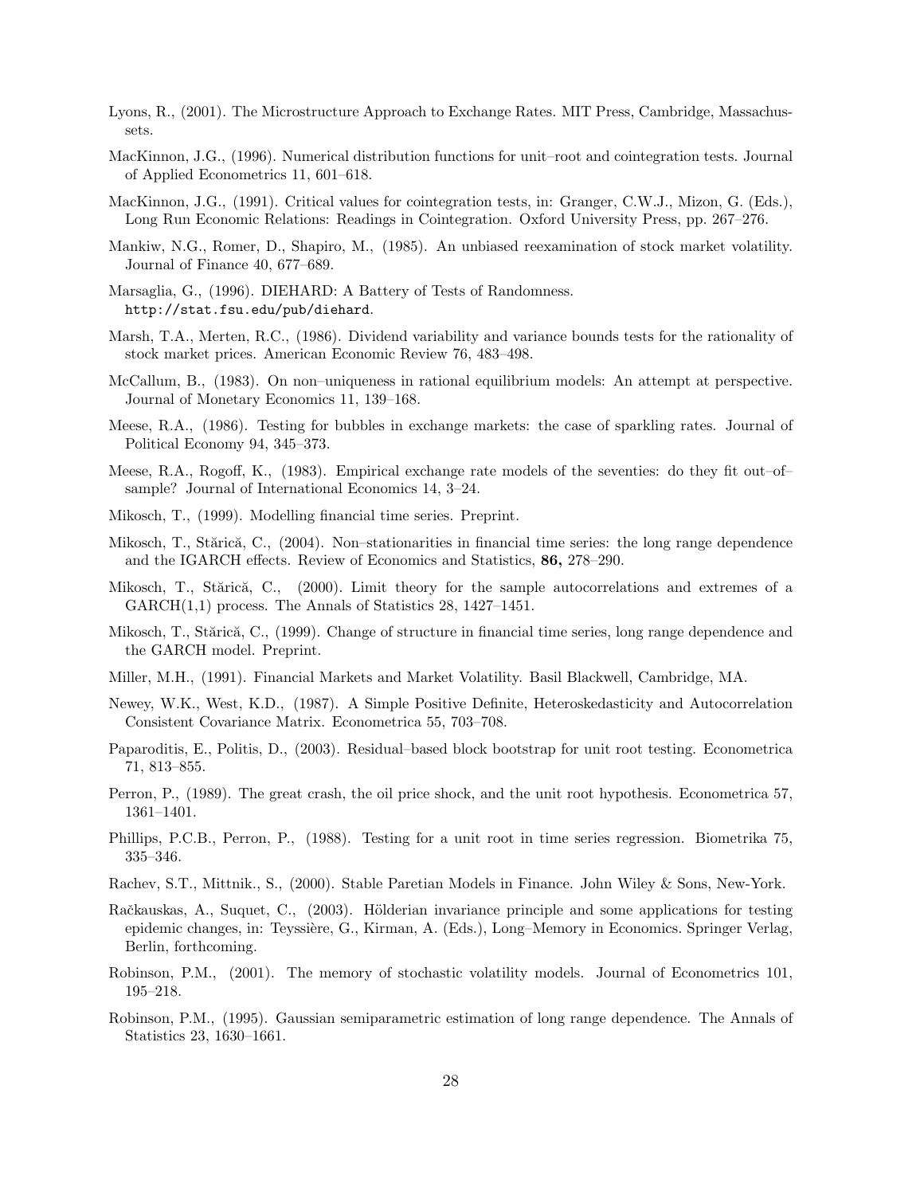Lyons, R., (2001). The Microstructure Approach to Exchange Rates. MIT Press, Cambridge, Massachussets.

MacKinnon, J.G., (1996). Numerical distribution functions for unit–root and cointegration tests. Journal of Applied Econometrics 11, 601–618.

MacKinnon, J.G., (1991). Critical values for cointegration tests, in: Granger, C.W.J., Mizon, G. (Eds.), Long Run Economic Relations: Readings in Cointegration. Oxford University Press, pp. 267–276.

Mankiw, N.G., Romer, D., Shapiro, M., (1985). An unbiased reexamination of stock market volatility. Journal of Finance 40, 677–689.

Marsaglia, G., (1996). DIEHARD: A Battery of Tests of Randomness. `http://stat.fsu.edu/pub/diehard`.

Marsh, T.A., Merten, R.C., (1986). Dividend variability and variance bounds tests for the rationality of stock market prices. American Economic Review 76, 483–498.

McCallum, B., (1983). On non–uniqueness in rational equilibrium models: An attempt at perspective. Journal of Monetary Economics 11, 139–168.

Meese, R.A., (1986). Testing for bubbles in exchange markets: the case of sparkling rates. Journal of Political Economy 94, 345–373.

Meese, R.A., Rogoff, K., (1983). Empirical exchange rate models of the seventies: do they fit out–of–sample? Journal of International Economics 14, 3–24.

Mikosch, T., (1999). Modelling financial time series. Preprint.

Mikosch, T., Stărică, C., (2004). Non–stationarities in financial time series: the long range dependence and the IGARCH effects. Review of Economics and Statistics, **86,** 278–290.

Mikosch, T., Stărică, C., (2000). Limit theory for the sample autocorrelations and extremes of a GARCH(1,1) process. The Annals of Statistics 28, 1427–1451.

Mikosch, T., Stărică, C., (1999). Change of structure in financial time series, long range dependence and the GARCH model. Preprint.

Miller, M.H., (1991). Financial Markets and Market Volatility. Basil Blackwell, Cambridge, MA.

Newey, W.K., West, K.D., (1987). A Simple Positive Definite, Heteroskedasticity and Autocorrelation Consistent Covariance Matrix. Econometrica 55, 703–708.

Paparoditis, E., Politis, D., (2003). Residual–based block bootstrap for unit root testing. Econometrica 71, 813–855.

Perron, P., (1989). The great crash, the oil price shock, and the unit root hypothesis. Econometrica 57, 1361–1401.

Phillips, P.C.B., Perron, P., (1988). Testing for a unit root in time series regression. Biometrika 75, 335–346.

Rachev, S.T., Mittnik., S., (2000). Stable Paretian Models in Finance. John Wiley & Sons, New-York.

Račkauskas, A., Suquet, C., (2003). Hölderian invariance principle and some applications for testing epidemic changes, in: Teyssière, G., Kirman, A. (Eds.), Long–Memory in Economics. Springer Verlag, Berlin, forthcoming.

Robinson, P.M., (2001). The memory of stochastic volatility models. Journal of Econometrics 101, 195–218.

Robinson, P.M., (1995). Gaussian semiparametric estimation of long range dependence. The Annals of Statistics 23, 1630–1661.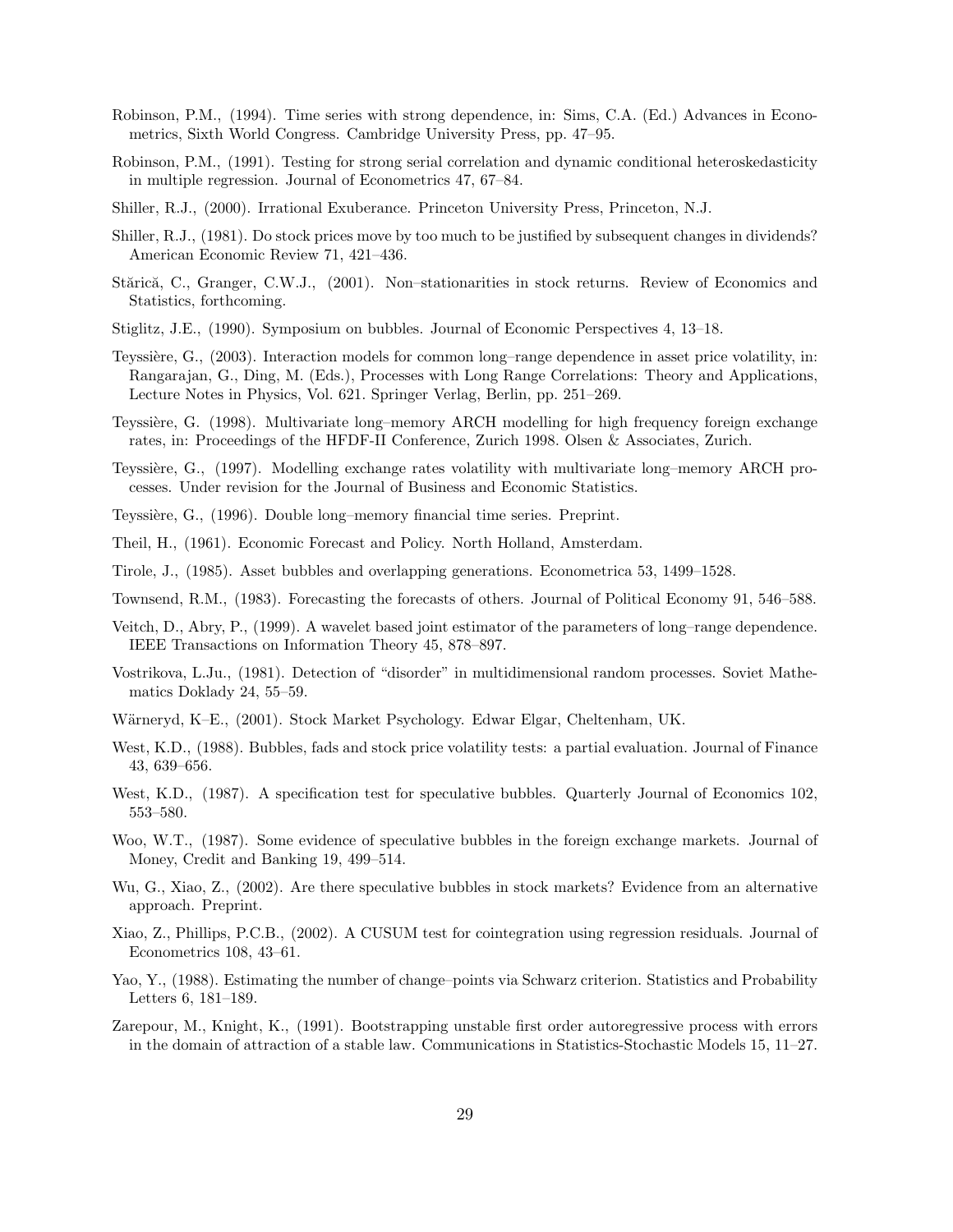Robinson, P.M., (1994). Time series with strong dependence, in: Sims, C.A. (Ed.) Advances in Econometrics, Sixth World Congress. Cambridge University Press, pp. 47–95.

Robinson, P.M., (1991). Testing for strong serial correlation and dynamic conditional heteroskedasticity in multiple regression. Journal of Econometrics 47, 67–84.

Shiller, R.J., (2000). Irrational Exuberance. Princeton University Press, Princeton, N.J.

Shiller, R.J., (1981). Do stock prices move by too much to be justified by subsequent changes in dividends? American Economic Review 71, 421–436.

Stărică, C., Granger, C.W.J., (2001). Non–stationarities in stock returns. Review of Economics and Statistics, forthcoming.

Stiglitz, J.E., (1990). Symposium on bubbles. Journal of Economic Perspectives 4, 13–18.

Teyssière, G., (2003). Interaction models for common long–range dependence in asset price volatility, in: Rangarajan, G., Ding, M. (Eds.), Processes with Long Range Correlations: Theory and Applications, Lecture Notes in Physics, Vol. 621. Springer Verlag, Berlin, pp. 251–269.

Teyssière, G. (1998). Multivariate long–memory ARCH modelling for high frequency foreign exchange rates, in: Proceedings of the HFDF-II Conference, Zurich 1998. Olsen & Associates, Zurich.

Teyssière, G., (1997). Modelling exchange rates volatility with multivariate long–memory ARCH processes. Under revision for the Journal of Business and Economic Statistics.

Teyssière, G., (1996). Double long–memory financial time series. Preprint.

Theil, H., (1961). Economic Forecast and Policy. North Holland, Amsterdam.

Tirole, J., (1985). Asset bubbles and overlapping generations. Econometrica 53, 1499–1528.

Townsend, R.M., (1983). Forecasting the forecasts of others. Journal of Political Economy 91, 546–588.

Veitch, D., Abry, P., (1999). A wavelet based joint estimator of the parameters of long–range dependence. IEEE Transactions on Information Theory 45, 878–897.

Vostrikova, L.Ju., (1981). Detection of "disorder" in multidimensional random processes. Soviet Mathematics Doklady 24, 55–59.

Wärneryd, K–E., (2001). Stock Market Psychology. Edwar Elgar, Cheltenham, UK.

West, K.D., (1988). Bubbles, fads and stock price volatility tests: a partial evaluation. Journal of Finance 43, 639–656.

West, K.D., (1987). A specification test for speculative bubbles. Quarterly Journal of Economics 102, 553–580.

Woo, W.T., (1987). Some evidence of speculative bubbles in the foreign exchange markets. Journal of Money, Credit and Banking 19, 499–514.

Wu, G., Xiao, Z., (2002). Are there speculative bubbles in stock markets? Evidence from an alternative approach. Preprint.

Xiao, Z., Phillips, P.C.B., (2002). A CUSUM test for cointegration using regression residuals. Journal of Econometrics 108, 43–61.

Yao, Y., (1988). Estimating the number of change–points via Schwarz criterion. Statistics and Probability Letters 6, 181–189.

Zarepour, M., Knight, K., (1991). Bootstrapping unstable first order autoregressive process with errors in the domain of attraction of a stable law. Communications in Statistics-Stochastic Models 15, 11–27.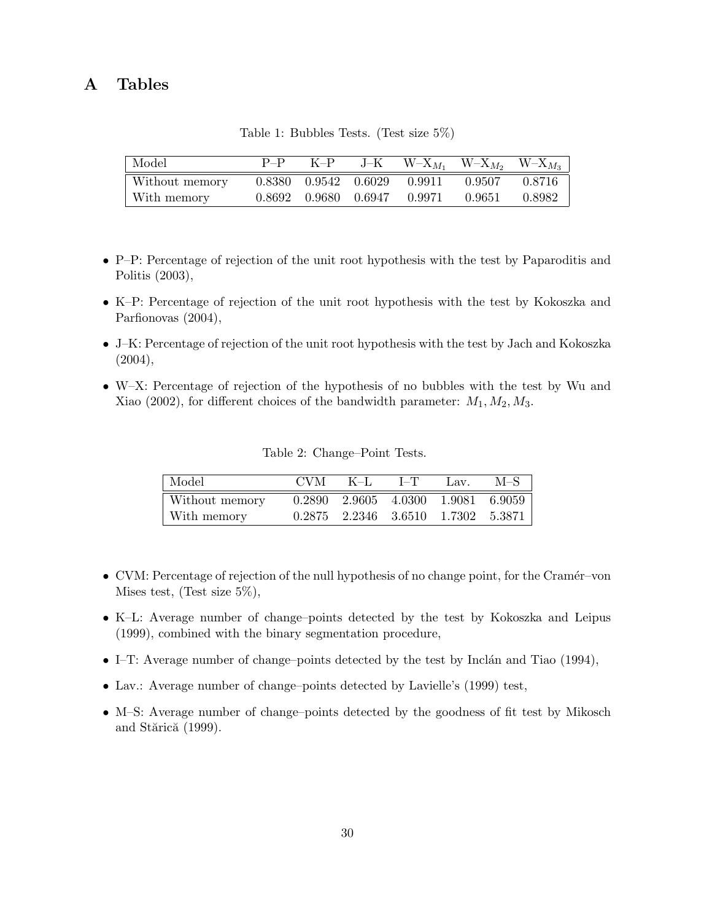# A Tables

Table 1: Bubbles Tests. (Test size 5%)

| Model | P–P | K–P | J–K | W–X$_{M_1}$ | W–X$_{M_2}$ | W–X$_{M_3}$ |
|---|---|---|---|---|---|---|
| Without memory | 0.8380 | 0.9542 | 0.6029 | 0.9911 | 0.9507 | 0.8716 |
| With memory | 0.8692 | 0.9680 | 0.6947 | 0.9971 | 0.9651 | 0.8982 |

- P–P: Percentage of rejection of the unit root hypothesis with the test by Paparoditis and Politis (2003),
- K–P: Percentage of rejection of the unit root hypothesis with the test by Kokoszka and Parfionovas (2004),
- J–K: Percentage of rejection of the unit root hypothesis with the test by Jach and Kokoszka (2004),
- W–X: Percentage of rejection of the hypothesis of no bubbles with the test by Wu and Xiao (2002), for different choices of the bandwidth parameter: $M_1, M_2, M_3$.

Table 2: Change–Point Tests.

| Model | CVM | K–L | I–T | Lav. | M–S |
|---|---|---|---|---|---|
| Without memory | 0.2890 | 2.9605 | 4.0300 | 1.9081 | 6.9059 |
| With memory | 0.2875 | 2.2346 | 3.6510 | 1.7302 | 5.3871 |

- CVM: Percentage of rejection of the null hypothesis of no change point, for the Cramér–von Mises test, (Test size 5%),
- K–L: Average number of change–points detected by the test by Kokoszka and Leipus (1999), combined with the binary segmentation procedure,
- I–T: Average number of change–points detected by the test by Inclán and Tiao (1994),
- Lav.: Average number of change–points detected by Lavielle's (1999) test,
- M–S: Average number of change–points detected by the goodness of fit test by Mikosch and Stărică (1999).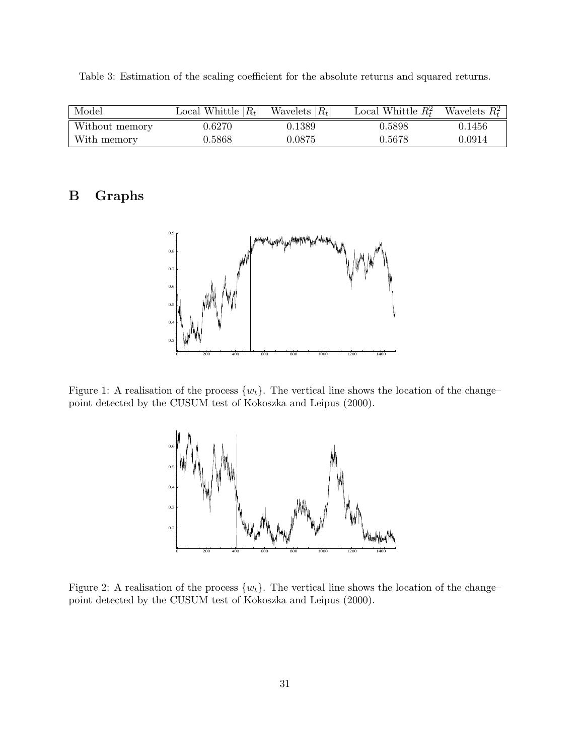Table 3: Estimation of the scaling coefficient for the absolute returns and squared returns.

| Model | Local Whittle $\|R_t\|$ | Wavelets $\|R_t\|$ | Local Whittle $R_t^2$ | Wavelets $R_t^2$ |
|---|---|---|---|---|
| Without memory | 0.6270 | 0.1389 | 0.5898 | 0.1456 |
| With memory | 0.5868 | 0.0875 | 0.5678 | 0.0914 |

# B Graphs

Figure 1: A realisation of the process $\{w_t\}$. The vertical line shows the location of the change–point detected by the CUSUM test of Kokoszka and Leipus (2000).

Figure 2: A realisation of the process $\{w_t\}$. The vertical line shows the location of the change–point detected by the CUSUM test of Kokoszka and Leipus (2000).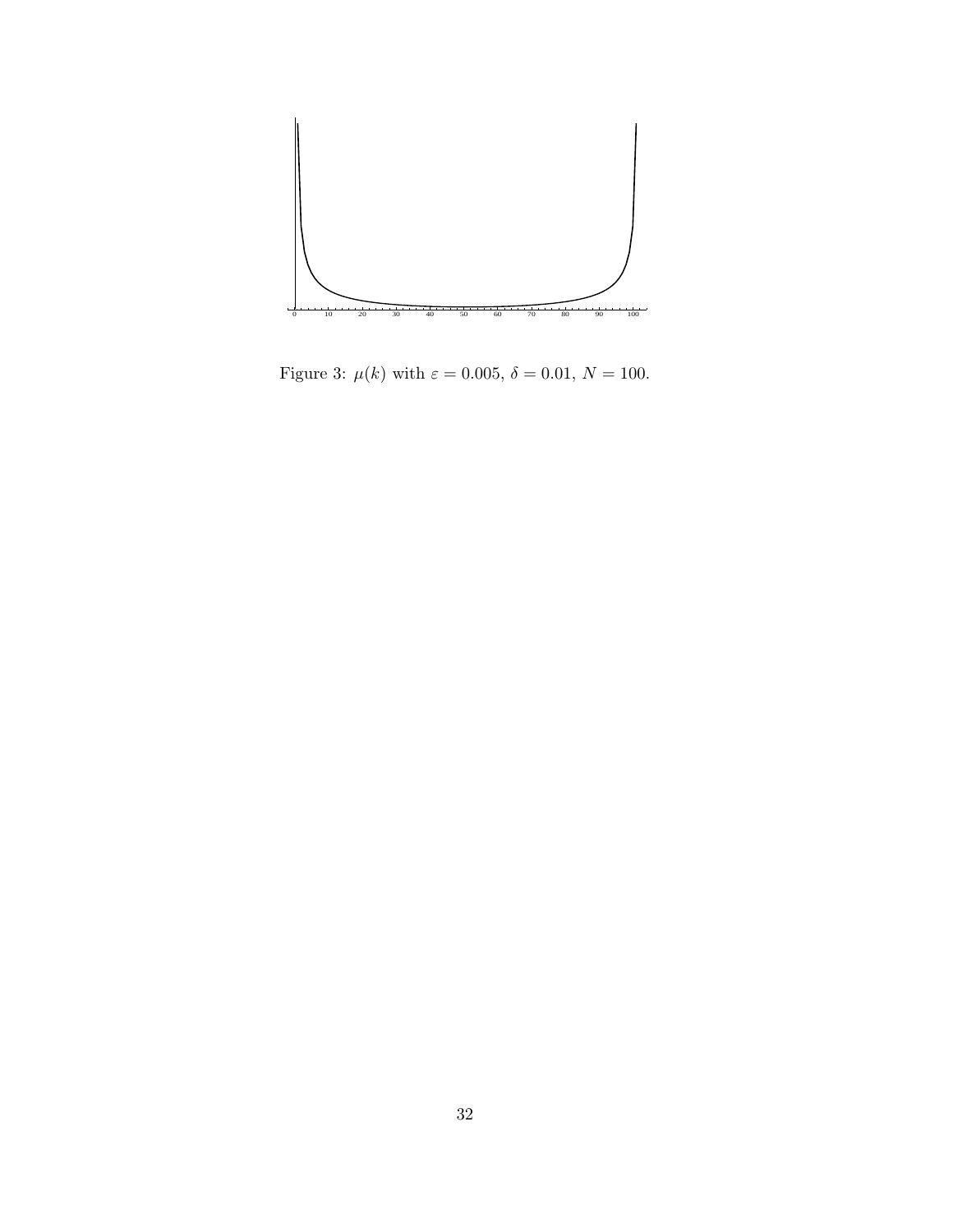0 10 20 30 40 50 60 70 80 90 100

Figure 3: $\mu(k)$ with $\varepsilon = 0.005$, $\delta = 0.01$, $N = 100$.